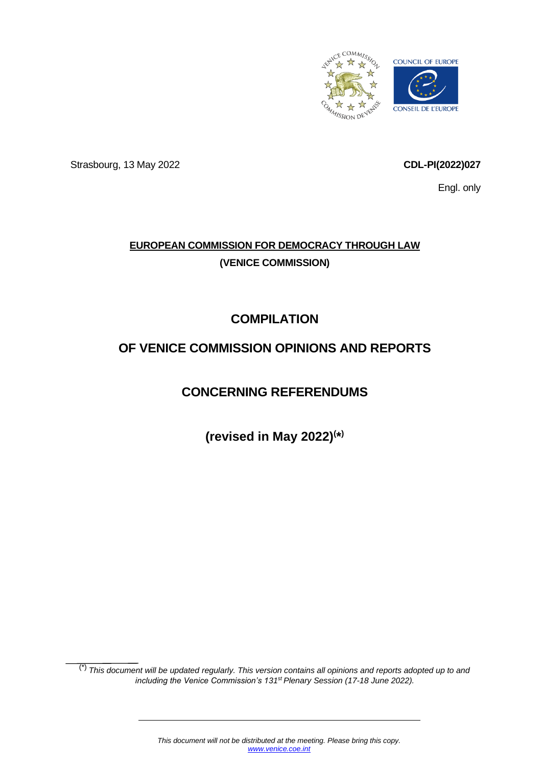Strasbourg, 13 May 2022

**CDL-PI(2022)027**

Engl. only

**EUROPEAN COMMISSION FOR DEMOCRACY THROUGH LAW**

**(VENICE COMMISSION)**

# COMPILATION

# OF VENICE COMMISSION OPINIONS AND REPORTS

# CONCERNING REFERENDUMS

## (revised in May 2022)(*)

---

(*) *This document will be updated regularly. This version contains all opinions and reports adopted up to and including the Venice Commission's 131st Plenary Session (17-18 June 2022).*

---

*This document will not be distributed at the meeting. Please bring this copy.*
*www.venice.coe.int*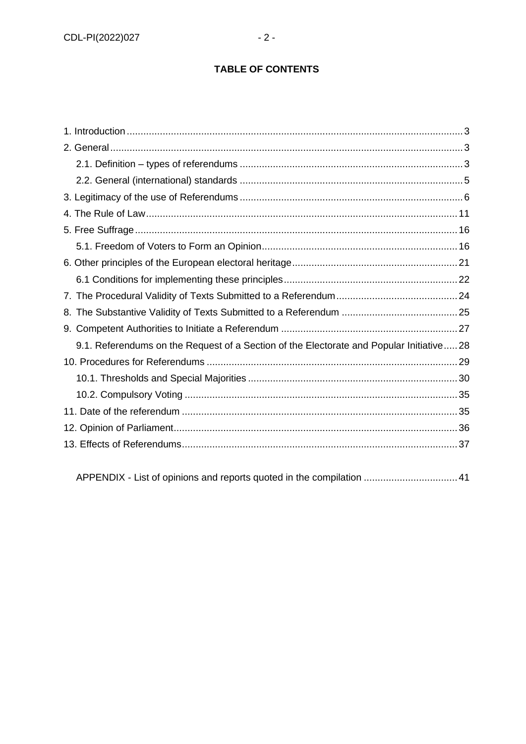**TABLE OF CONTENTS**

1. Introduction ... 3
2. General ... 3
   - 2.1. Definition – types of referendums ... 3
   - 2.2. General (international) standards ... 5
3. Legitimacy of the use of Referendums ... 6
4. The Rule of Law ... 11
5. Free Suffrage ... 16
   - 5.1. Freedom of Voters to Form an Opinion ... 16
6. Other principles of the European electoral heritage ... 21
   - 6.1 Conditions for implementing these principles ... 22
7. The Procedural Validity of Texts Submitted to a Referendum ... 24
8. The Substantive Validity of Texts Submitted to a Referendum ... 25
9. Competent Authorities to Initiate a Referendum ... 27
   - 9.1. Referendums on the Request of a Section of the Electorate and Popular Initiative ... 28
10. Procedures for Referendums ... 29
    - 10.1. Thresholds and Special Majorities ... 30
    - 10.2. Compulsory Voting ... 35
11. Date of the referendum ... 35
12. Opinion of Parliament ... 36
13. Effects of Referendums ... 37

APPENDIX - List of opinions and reports quoted in the compilation ... 41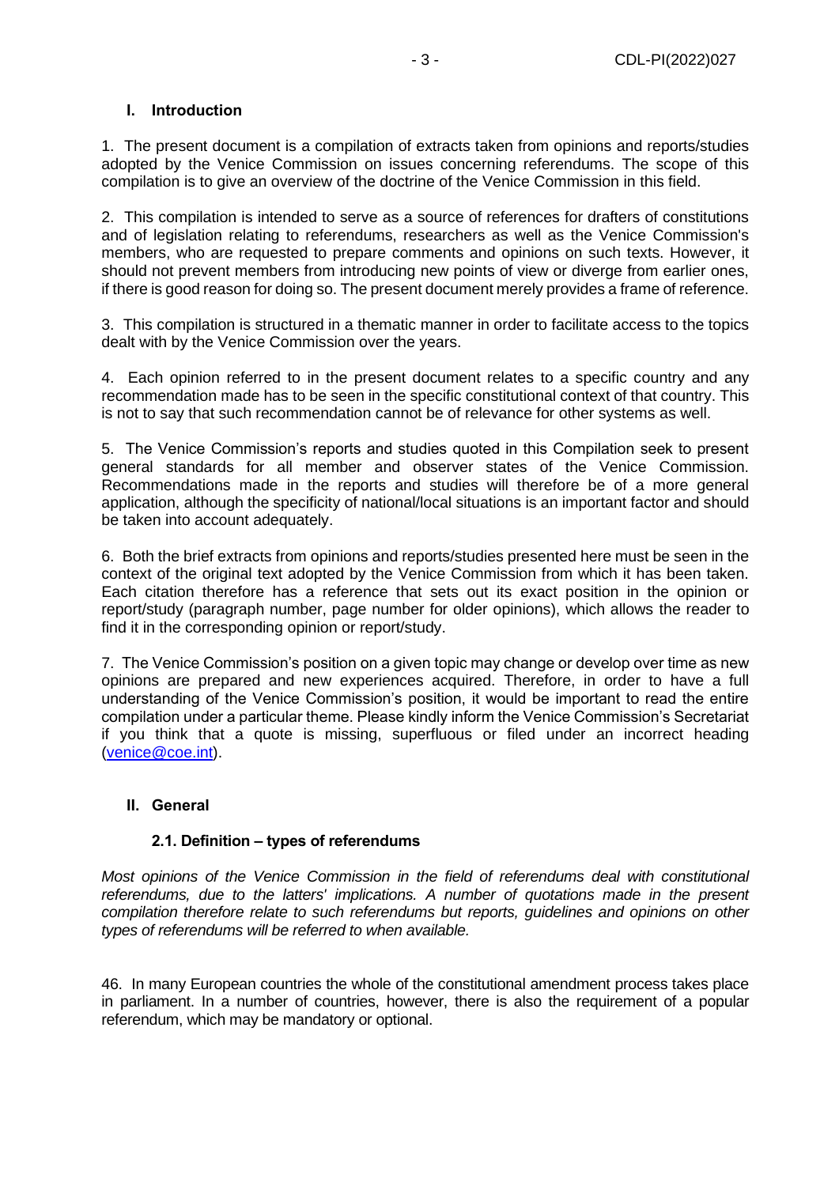## I. Introduction

1. The present document is a compilation of extracts taken from opinions and reports/studies adopted by the Venice Commission on issues concerning referendums. The scope of this compilation is to give an overview of the doctrine of the Venice Commission in this field.

2. This compilation is intended to serve as a source of references for drafters of constitutions and of legislation relating to referendums, researchers as well as the Venice Commission's members, who are requested to prepare comments and opinions on such texts. However, it should not prevent members from introducing new points of view or diverge from earlier ones, if there is good reason for doing so. The present document merely provides a frame of reference.

3. This compilation is structured in a thematic manner in order to facilitate access to the topics dealt with by the Venice Commission over the years.

4. Each opinion referred to in the present document relates to a specific country and any recommendation made has to be seen in the specific constitutional context of that country. This is not to say that such recommendation cannot be of relevance for other systems as well.

5. The Venice Commission's reports and studies quoted in this Compilation seek to present general standards for all member and observer states of the Venice Commission. Recommendations made in the reports and studies will therefore be of a more general application, although the specificity of national/local situations is an important factor and should be taken into account adequately.

6. Both the brief extracts from opinions and reports/studies presented here must be seen in the context of the original text adopted by the Venice Commission from which it has been taken. Each citation therefore has a reference that sets out its exact position in the opinion or report/study (paragraph number, page number for older opinions), which allows the reader to find it in the corresponding opinion or report/study.

7. The Venice Commission's position on a given topic may change or develop over time as new opinions are prepared and new experiences acquired. Therefore, in order to have a full understanding of the Venice Commission's position, it would be important to read the entire compilation under a particular theme. Please kindly inform the Venice Commission's Secretariat if you think that a quote is missing, superfluous or filed under an incorrect heading (venice@coe.int).

## II. General

### 2.1. Definition – types of referendums

*Most opinions of the Venice Commission in the field of referendums deal with constitutional referendums, due to the latters' implications. A number of quotations made in the present compilation therefore relate to such referendums but reports, guidelines and opinions on other types of referendums will be referred to when available.*

46. In many European countries the whole of the constitutional amendment process takes place in parliament. In a number of countries, however, there is also the requirement of a popular referendum, which may be mandatory or optional.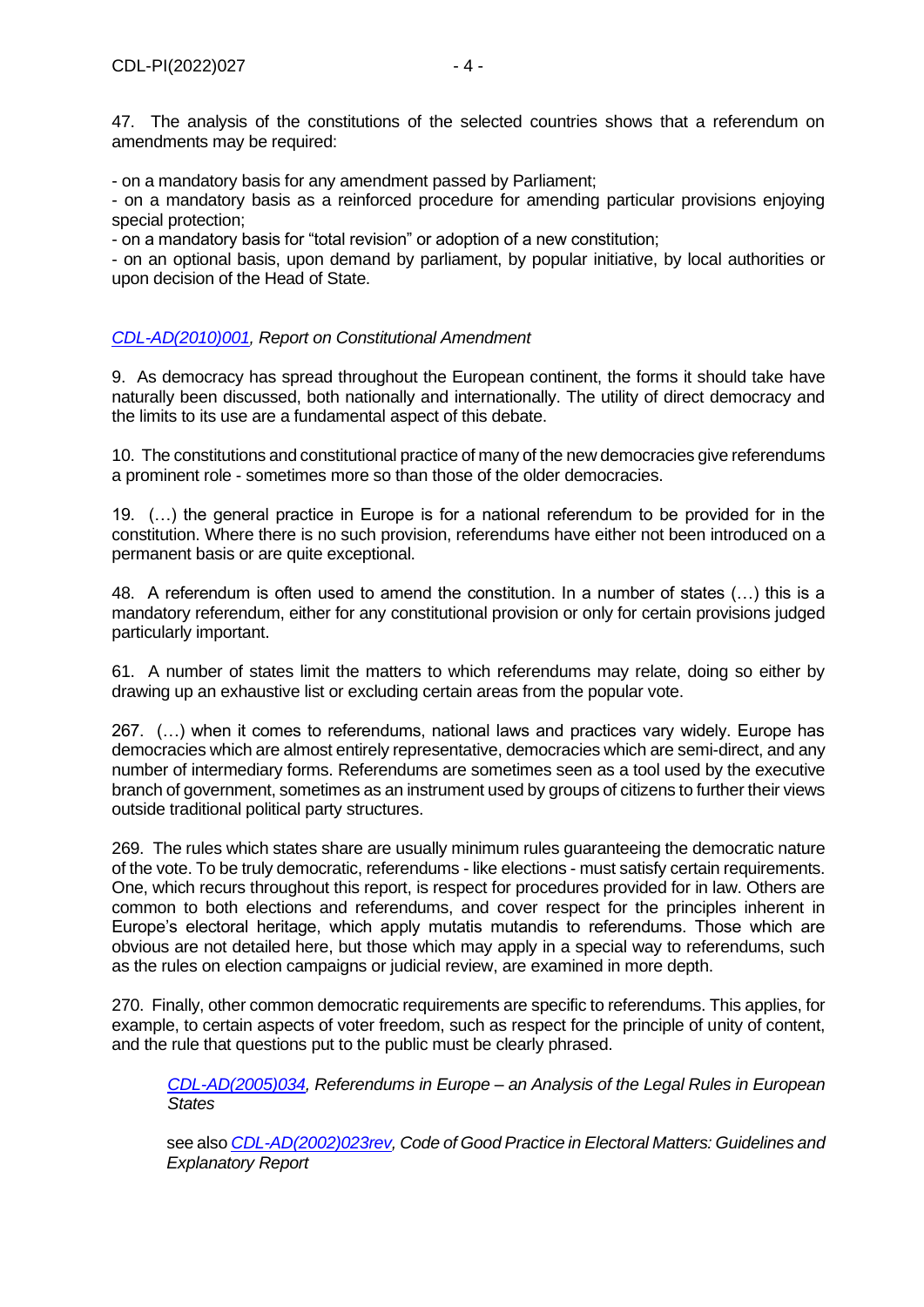47. The analysis of the constitutions of the selected countries shows that a referendum on amendments may be required:

- on a mandatory basis for any amendment passed by Parliament;
- on a mandatory basis as a reinforced procedure for amending particular provisions enjoying special protection;
- on a mandatory basis for "total revision" or adoption of a new constitution;
- on an optional basis, upon demand by parliament, by popular initiative, by local authorities or upon decision of the Head of State.

*CDL-AD(2010)001, Report on Constitutional Amendment*

9. As democracy has spread throughout the European continent, the forms it should take have naturally been discussed, both nationally and internationally. The utility of direct democracy and the limits to its use are a fundamental aspect of this debate.

10. The constitutions and constitutional practice of many of the new democracies give referendums a prominent role - sometimes more so than those of the older democracies.

19. (…) the general practice in Europe is for a national referendum to be provided for in the constitution. Where there is no such provision, referendums have either not been introduced on a permanent basis or are quite exceptional.

48. A referendum is often used to amend the constitution. In a number of states (…) this is a mandatory referendum, either for any constitutional provision or only for certain provisions judged particularly important.

61. A number of states limit the matters to which referendums may relate, doing so either by drawing up an exhaustive list or excluding certain areas from the popular vote.

267. (…) when it comes to referendums, national laws and practices vary widely. Europe has democracies which are almost entirely representative, democracies which are semi-direct, and any number of intermediary forms. Referendums are sometimes seen as a tool used by the executive branch of government, sometimes as an instrument used by groups of citizens to further their views outside traditional political party structures.

269. The rules which states share are usually minimum rules guaranteeing the democratic nature of the vote. To be truly democratic, referendums - like elections - must satisfy certain requirements. One, which recurs throughout this report, is respect for procedures provided for in law. Others are common to both elections and referendums, and cover respect for the principles inherent in Europe's electoral heritage, which apply mutatis mutandis to referendums. Those which are obvious are not detailed here, but those which may apply in a special way to referendums, such as the rules on election campaigns or judicial review, are examined in more depth.

270. Finally, other common democratic requirements are specific to referendums. This applies, for example, to certain aspects of voter freedom, such as respect for the principle of unity of content, and the rule that questions put to the public must be clearly phrased.

> *CDL-AD(2005)034, Referendums in Europe – an Analysis of the Legal Rules in European States*
>
> see also *CDL-AD(2002)023rev, Code of Good Practice in Electoral Matters: Guidelines and Explanatory Report*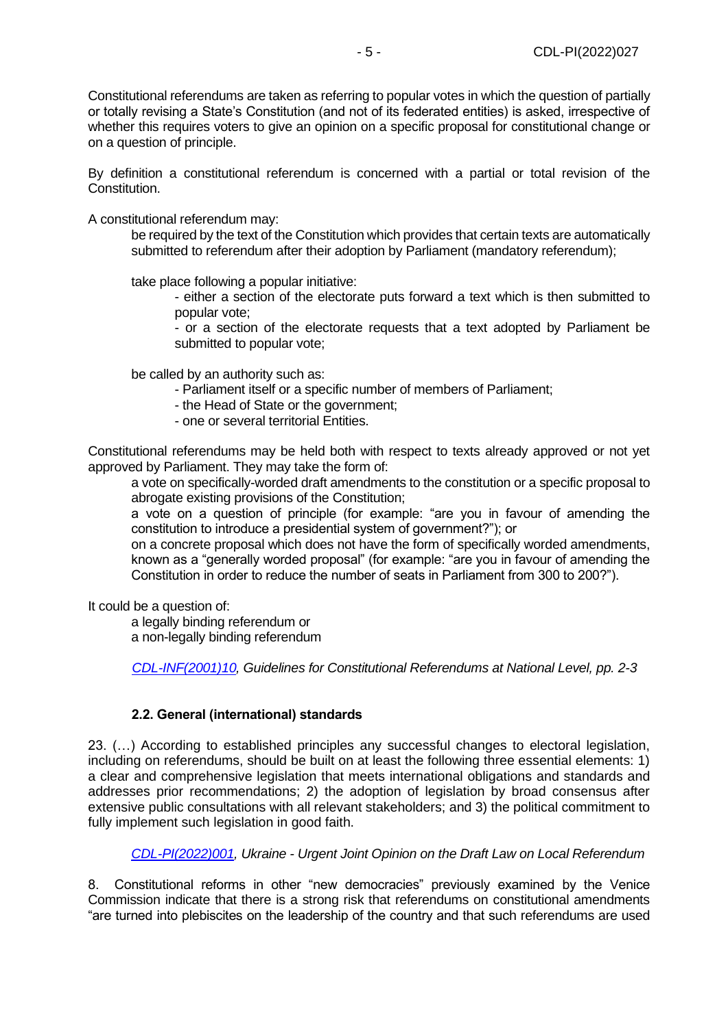Constitutional referendums are taken as referring to popular votes in which the question of partially or totally revising a State's Constitution (and not of its federated entities) is asked, irrespective of whether this requires voters to give an opinion on a specific proposal for constitutional change or on a question of principle.

By definition a constitutional referendum is concerned with a partial or total revision of the Constitution.

A constitutional referendum may:

> be required by the text of the Constitution which provides that certain texts are automatically submitted to referendum after their adoption by Parliament (mandatory referendum);
>
> take place following a popular initiative:
>
> > - either a section of the electorate puts forward a text which is then submitted to popular vote;
> > - or a section of the electorate requests that a text adopted by Parliament be submitted to popular vote;
>
> be called by an authority such as:
>
> > - Parliament itself or a specific number of members of Parliament;
> > - the Head of State or the government;
> > - one or several territorial Entities.

Constitutional referendums may be held both with respect to texts already approved or not yet approved by Parliament. They may take the form of:

> a vote on specifically-worded draft amendments to the constitution or a specific proposal to abrogate existing provisions of the Constitution;
>
> a vote on a question of principle (for example: "are you in favour of amending the constitution to introduce a presidential system of government?"); or
>
> on a concrete proposal which does not have the form of specifically worded amendments, known as a "generally worded proposal" (for example: "are you in favour of amending the Constitution in order to reduce the number of seats in Parliament from 300 to 200?").

It could be a question of:

> a legally binding referendum or
> a non-legally binding referendum

*CDL-INF(2001)10, Guidelines for Constitutional Referendums at National Level, pp. 2-3*

### 2.2. General (international) standards

23. (…) According to established principles any successful changes to electoral legislation, including on referendums, should be built on at least the following three essential elements: 1) a clear and comprehensive legislation that meets international obligations and standards and addresses prior recommendations; 2) the adoption of legislation by broad consensus after extensive public consultations with all relevant stakeholders; and 3) the political commitment to fully implement such legislation in good faith.

*CDL-PI(2022)001, Ukraine - Urgent Joint Opinion on the Draft Law on Local Referendum*

8. Constitutional reforms in other "new democracies" previously examined by the Venice Commission indicate that there is a strong risk that referendums on constitutional amendments "are turned into plebiscites on the leadership of the country and that such referendums are used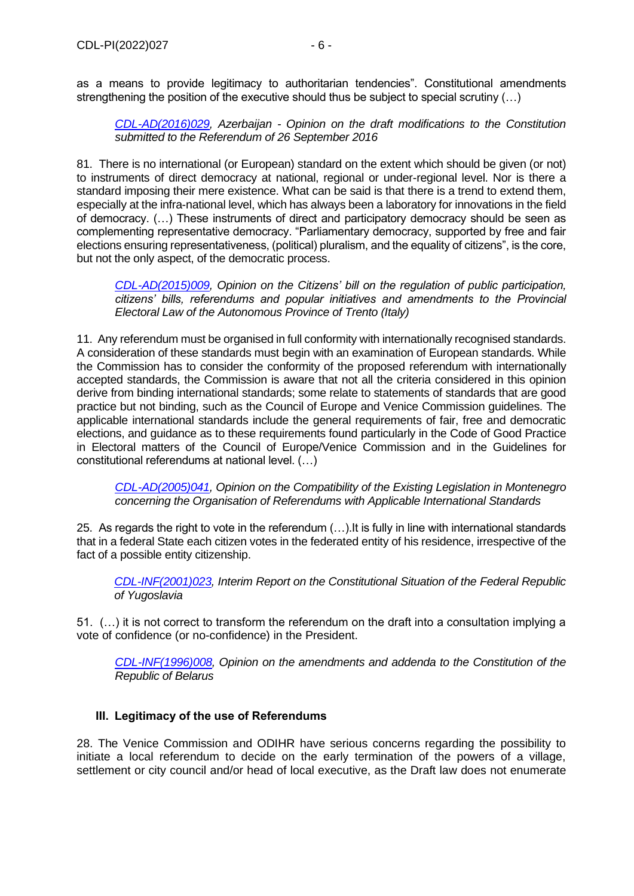as a means to provide legitimacy to authoritarian tendencies". Constitutional amendments strengthening the position of the executive should thus be subject to special scrutiny (…)

> *CDL-AD(2016)029, Azerbaijan - Opinion on the draft modifications to the Constitution submitted to the Referendum of 26 September 2016*

81. There is no international (or European) standard on the extent which should be given (or not) to instruments of direct democracy at national, regional or under-regional level. Nor is there a standard imposing their mere existence. What can be said is that there is a trend to extend them, especially at the infra-national level, which has always been a laboratory for innovations in the field of democracy. (…) These instruments of direct and participatory democracy should be seen as complementing representative democracy. "Parliamentary democracy, supported by free and fair elections ensuring representativeness, (political) pluralism, and the equality of citizens", is the core, but not the only aspect, of the democratic process.

> *CDL-AD(2015)009, Opinion on the Citizens' bill on the regulation of public participation, citizens' bills, referendums and popular initiatives and amendments to the Provincial Electoral Law of the Autonomous Province of Trento (Italy)*

11. Any referendum must be organised in full conformity with internationally recognised standards. A consideration of these standards must begin with an examination of European standards. While the Commission has to consider the conformity of the proposed referendum with internationally accepted standards, the Commission is aware that not all the criteria considered in this opinion derive from binding international standards; some relate to statements of standards that are good practice but not binding, such as the Council of Europe and Venice Commission guidelines. The applicable international standards include the general requirements of fair, free and democratic elections, and guidance as to these requirements found particularly in the Code of Good Practice in Electoral matters of the Council of Europe/Venice Commission and in the Guidelines for constitutional referendums at national level. (…)

> *CDL-AD(2005)041, Opinion on the Compatibility of the Existing Legislation in Montenegro concerning the Organisation of Referendums with Applicable International Standards*

25. As regards the right to vote in the referendum (…).It is fully in line with international standards that in a federal State each citizen votes in the federated entity of his residence, irrespective of the fact of a possible entity citizenship.

> *CDL-INF(2001)023, Interim Report on the Constitutional Situation of the Federal Republic of Yugoslavia*

51. (…) it is not correct to transform the referendum on the draft into a consultation implying a vote of confidence (or no-confidence) in the President.

> *CDL-INF(1996)008, Opinion on the amendments and addenda to the Constitution of the Republic of Belarus*

## III. Legitimacy of the use of Referendums

28. The Venice Commission and ODIHR have serious concerns regarding the possibility to initiate a local referendum to decide on the early termination of the powers of a village, settlement or city council and/or head of local executive, as the Draft law does not enumerate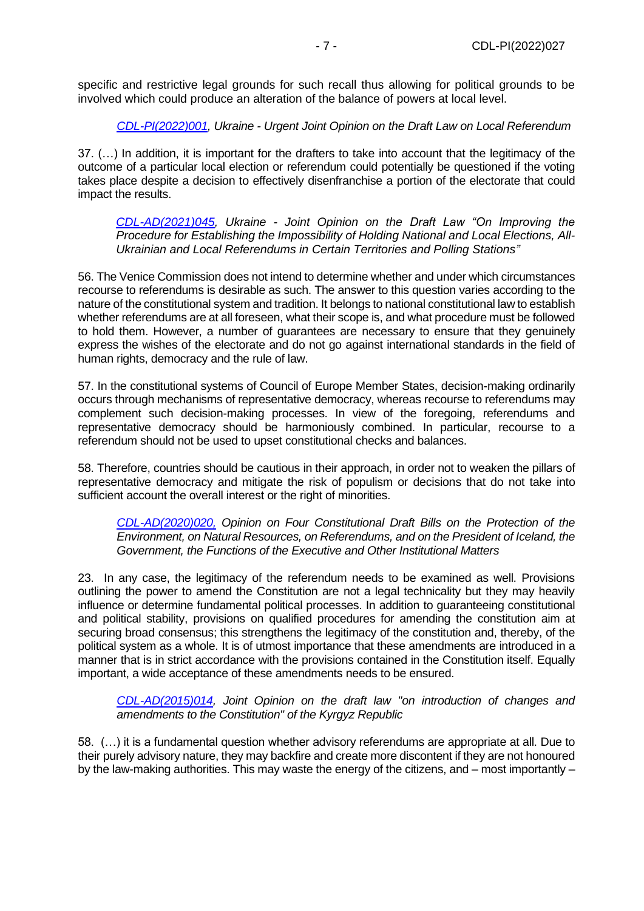specific and restrictive legal grounds for such recall thus allowing for political grounds to be involved which could produce an alteration of the balance of powers at local level.

*CDL-PI(2022)001, Ukraine - Urgent Joint Opinion on the Draft Law on Local Referendum*

37. (…) In addition, it is important for the drafters to take into account that the legitimacy of the outcome of a particular local election or referendum could potentially be questioned if the voting takes place despite a decision to effectively disenfranchise a portion of the electorate that could impact the results.

*CDL-AD(2021)045, Ukraine - Joint Opinion on the Draft Law "On Improving the Procedure for Establishing the Impossibility of Holding National and Local Elections, All-Ukrainian and Local Referendums in Certain Territories and Polling Stations"*

56. The Venice Commission does not intend to determine whether and under which circumstances recourse to referendums is desirable as such. The answer to this question varies according to the nature of the constitutional system and tradition. It belongs to national constitutional law to establish whether referendums are at all foreseen, what their scope is, and what procedure must be followed to hold them. However, a number of guarantees are necessary to ensure that they genuinely express the wishes of the electorate and do not go against international standards in the field of human rights, democracy and the rule of law.

57. In the constitutional systems of Council of Europe Member States, decision-making ordinarily occurs through mechanisms of representative democracy, whereas recourse to referendums may complement such decision-making processes. In view of the foregoing, referendums and representative democracy should be harmoniously combined. In particular, recourse to a referendum should not be used to upset constitutional checks and balances.

58. Therefore, countries should be cautious in their approach, in order not to weaken the pillars of representative democracy and mitigate the risk of populism or decisions that do not take into sufficient account the overall interest or the right of minorities.

*CDL-AD(2020)020, Opinion on Four Constitutional Draft Bills on the Protection of the Environment, on Natural Resources, on Referendums, and on the President of Iceland, the Government, the Functions of the Executive and Other Institutional Matters*

23. In any case, the legitimacy of the referendum needs to be examined as well. Provisions outlining the power to amend the Constitution are not a legal technicality but they may heavily influence or determine fundamental political processes. In addition to guaranteeing constitutional and political stability, provisions on qualified procedures for amending the constitution aim at securing broad consensus; this strengthens the legitimacy of the constitution and, thereby, of the political system as a whole. It is of utmost importance that these amendments are introduced in a manner that is in strict accordance with the provisions contained in the Constitution itself. Equally important, a wide acceptance of these amendments needs to be ensured.

*CDL-AD(2015)014, Joint Opinion on the draft law "on introduction of changes and amendments to the Constitution" of the Kyrgyz Republic*

58. (…) it is a fundamental question whether advisory referendums are appropriate at all. Due to their purely advisory nature, they may backfire and create more discontent if they are not honoured by the law-making authorities. This may waste the energy of the citizens, and – most importantly –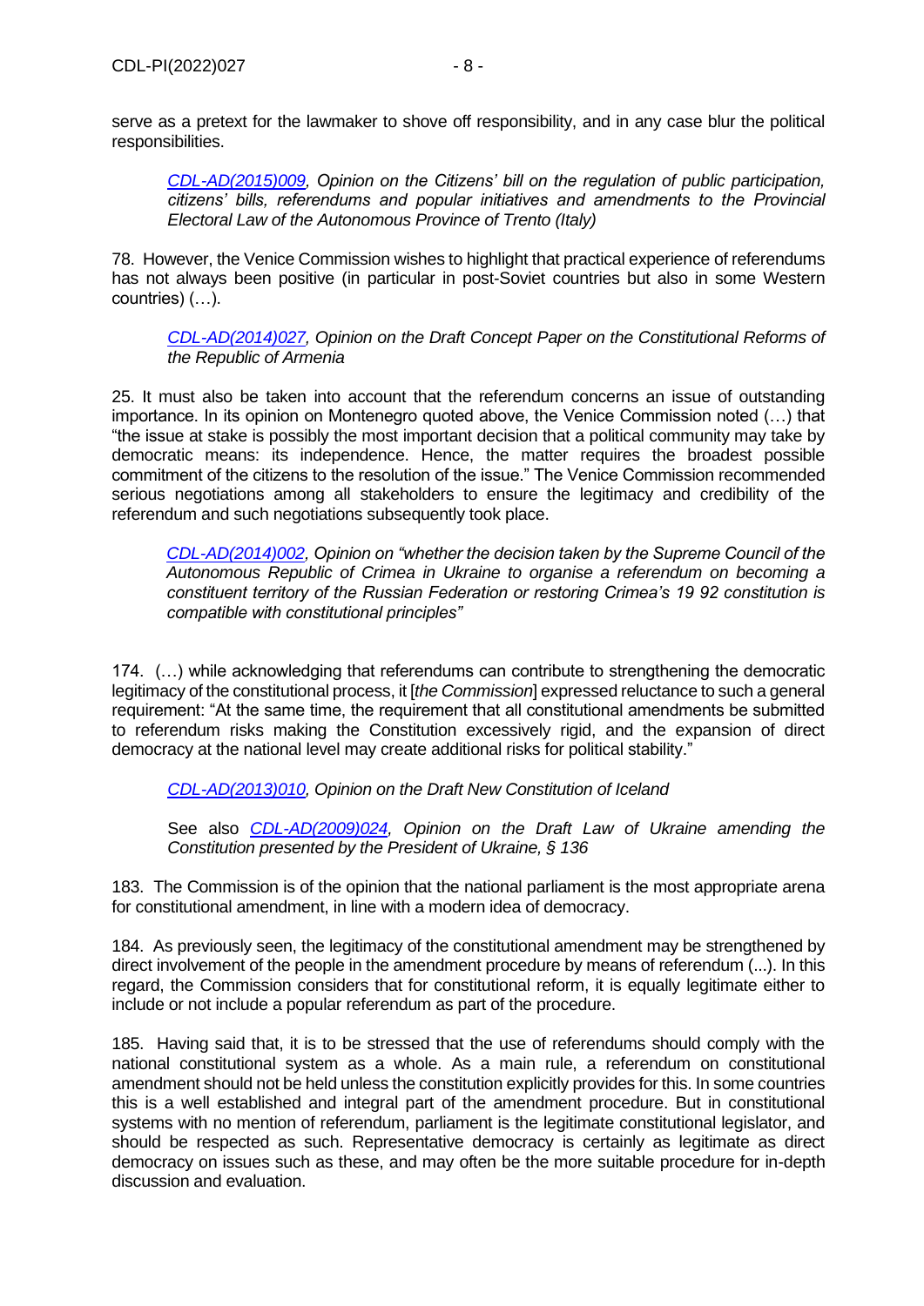serve as a pretext for the lawmaker to shove off responsibility, and in any case blur the political responsibilities.

> *[CDL-AD(2015)009](), Opinion on the Citizens' bill on the regulation of public participation, citizens' bills, referendums and popular initiatives and amendments to the Provincial Electoral Law of the Autonomous Province of Trento (Italy)*

78. However, the Venice Commission wishes to highlight that practical experience of referendums has not always been positive (in particular in post-Soviet countries but also in some Western countries) (…).

> *[CDL-AD(2014)027](), Opinion on the Draft Concept Paper on the Constitutional Reforms of the Republic of Armenia*

25. It must also be taken into account that the referendum concerns an issue of outstanding importance. In its opinion on Montenegro quoted above, the Venice Commission noted (…) that "the issue at stake is possibly the most important decision that a political community may take by democratic means: its independence. Hence, the matter requires the broadest possible commitment of the citizens to the resolution of the issue." The Venice Commission recommended serious negotiations among all stakeholders to ensure the legitimacy and credibility of the referendum and such negotiations subsequently took place.

> *[CDL-AD(2014)002](), Opinion on "whether the decision taken by the Supreme Council of the Autonomous Republic of Crimea in Ukraine to organise a referendum on becoming a constituent territory of the Russian Federation or restoring Crimea's 19 92 constitution is compatible with constitutional principles"*

174. (…) while acknowledging that referendums can contribute to strengthening the democratic legitimacy of the constitutional process, it [*the Commission*] expressed reluctance to such a general requirement: "At the same time, the requirement that all constitutional amendments be submitted to referendum risks making the Constitution excessively rigid, and the expansion of direct democracy at the national level may create additional risks for political stability."

> *[CDL-AD(2013)010](), Opinion on the Draft New Constitution of Iceland*
>
> See also *[CDL-AD(2009)024](), Opinion on the Draft Law of Ukraine amending the Constitution presented by the President of Ukraine, § 136*

183. The Commission is of the opinion that the national parliament is the most appropriate arena for constitutional amendment, in line with a modern idea of democracy.

184. As previously seen, the legitimacy of the constitutional amendment may be strengthened by direct involvement of the people in the amendment procedure by means of referendum (...). In this regard, the Commission considers that for constitutional reform, it is equally legitimate either to include or not include a popular referendum as part of the procedure.

185. Having said that, it is to be stressed that the use of referendums should comply with the national constitutional system as a whole. As a main rule, a referendum on constitutional amendment should not be held unless the constitution explicitly provides for this. In some countries this is a well established and integral part of the amendment procedure. But in constitutional systems with no mention of referendum, parliament is the legitimate constitutional legislator, and should be respected as such. Representative democracy is certainly as legitimate as direct democracy on issues such as these, and may often be the more suitable procedure for in-depth discussion and evaluation.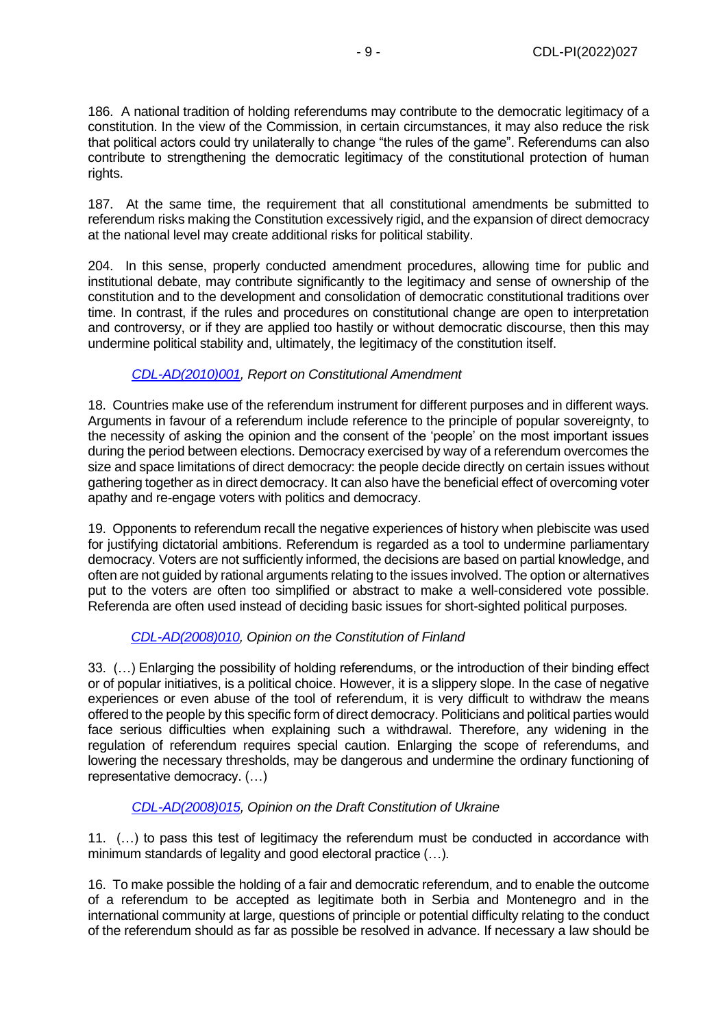186. A national tradition of holding referendums may contribute to the democratic legitimacy of a constitution. In the view of the Commission, in certain circumstances, it may also reduce the risk that political actors could try unilaterally to change "the rules of the game". Referendums can also contribute to strengthening the democratic legitimacy of the constitutional protection of human rights.

187. At the same time, the requirement that all constitutional amendments be submitted to referendum risks making the Constitution excessively rigid, and the expansion of direct democracy at the national level may create additional risks for political stability.

204. In this sense, properly conducted amendment procedures, allowing time for public and institutional debate, may contribute significantly to the legitimacy and sense of ownership of the constitution and to the development and consolidation of democratic constitutional traditions over time. In contrast, if the rules and procedures on constitutional change are open to interpretation and controversy, or if they are applied too hastily or without democratic discourse, then this may undermine political stability and, ultimately, the legitimacy of the constitution itself.

*CDL-AD(2010)001, Report on Constitutional Amendment*

18. Countries make use of the referendum instrument for different purposes and in different ways. Arguments in favour of a referendum include reference to the principle of popular sovereignty, to the necessity of asking the opinion and the consent of the 'people' on the most important issues during the period between elections. Democracy exercised by way of a referendum overcomes the size and space limitations of direct democracy: the people decide directly on certain issues without gathering together as in direct democracy. It can also have the beneficial effect of overcoming voter apathy and re-engage voters with politics and democracy.

19. Opponents to referendum recall the negative experiences of history when plebiscite was used for justifying dictatorial ambitions. Referendum is regarded as a tool to undermine parliamentary democracy. Voters are not sufficiently informed, the decisions are based on partial knowledge, and often are not guided by rational arguments relating to the issues involved. The option or alternatives put to the voters are often too simplified or abstract to make a well-considered vote possible. Referenda are often used instead of deciding basic issues for short-sighted political purposes.

*CDL-AD(2008)010, Opinion on the Constitution of Finland*

33. (…) Enlarging the possibility of holding referendums, or the introduction of their binding effect or of popular initiatives, is a political choice. However, it is a slippery slope. In the case of negative experiences or even abuse of the tool of referendum, it is very difficult to withdraw the means offered to the people by this specific form of direct democracy. Politicians and political parties would face serious difficulties when explaining such a withdrawal. Therefore, any widening in the regulation of referendum requires special caution. Enlarging the scope of referendums, and lowering the necessary thresholds, may be dangerous and undermine the ordinary functioning of representative democracy. (…)

*CDL-AD(2008)015, Opinion on the Draft Constitution of Ukraine*

11. (…) to pass this test of legitimacy the referendum must be conducted in accordance with minimum standards of legality and good electoral practice (…).

16. To make possible the holding of a fair and democratic referendum, and to enable the outcome of a referendum to be accepted as legitimate both in Serbia and Montenegro and in the international community at large, questions of principle or potential difficulty relating to the conduct of the referendum should as far as possible be resolved in advance. If necessary a law should be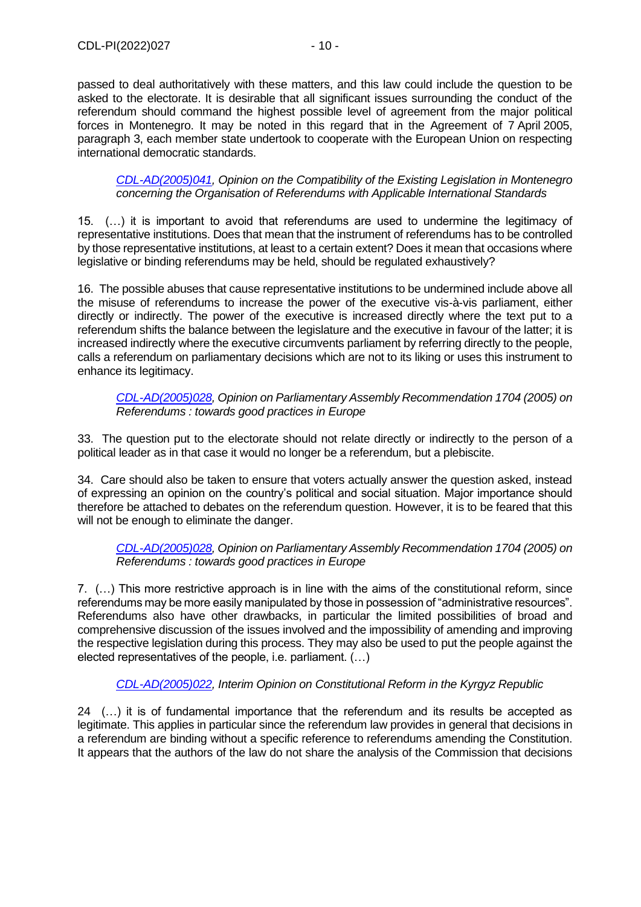passed to deal authoritatively with these matters, and this law could include the question to be asked to the electorate. It is desirable that all significant issues surrounding the conduct of the referendum should command the highest possible level of agreement from the major political forces in Montenegro. It may be noted in this regard that in the Agreement of 7 April 2005, paragraph 3, each member state undertook to cooperate with the European Union on respecting international democratic standards.

> *CDL-AD(2005)041, Opinion on the Compatibility of the Existing Legislation in Montenegro concerning the Organisation of Referendums with Applicable International Standards*

15. (…) it is important to avoid that referendums are used to undermine the legitimacy of representative institutions. Does that mean that the instrument of referendums has to be controlled by those representative institutions, at least to a certain extent? Does it mean that occasions where legislative or binding referendums may be held, should be regulated exhaustively?

16. The possible abuses that cause representative institutions to be undermined include above all the misuse of referendums to increase the power of the executive vis-à-vis parliament, either directly or indirectly. The power of the executive is increased directly where the text put to a referendum shifts the balance between the legislature and the executive in favour of the latter; it is increased indirectly where the executive circumvents parliament by referring directly to the people, calls a referendum on parliamentary decisions which are not to its liking or uses this instrument to enhance its legitimacy.

> *CDL-AD(2005)028, Opinion on Parliamentary Assembly Recommendation 1704 (2005) on Referendums : towards good practices in Europe*

33. The question put to the electorate should not relate directly or indirectly to the person of a political leader as in that case it would no longer be a referendum, but a plebiscite.

34. Care should also be taken to ensure that voters actually answer the question asked, instead of expressing an opinion on the country's political and social situation. Major importance should therefore be attached to debates on the referendum question. However, it is to be feared that this will not be enough to eliminate the danger.

> *CDL-AD(2005)028, Opinion on Parliamentary Assembly Recommendation 1704 (2005) on Referendums : towards good practices in Europe*

7. (…) This more restrictive approach is in line with the aims of the constitutional reform, since referendums may be more easily manipulated by those in possession of "administrative resources". Referendums also have other drawbacks, in particular the limited possibilities of broad and comprehensive discussion of the issues involved and the impossibility of amending and improving the respective legislation during this process. They may also be used to put the people against the elected representatives of the people, i.e. parliament. (…)

> *CDL-AD(2005)022, Interim Opinion on Constitutional Reform in the Kyrgyz Republic*

24 (…) it is of fundamental importance that the referendum and its results be accepted as legitimate. This applies in particular since the referendum law provides in general that decisions in a referendum are binding without a specific reference to referendums amending the Constitution. It appears that the authors of the law do not share the analysis of the Commission that decisions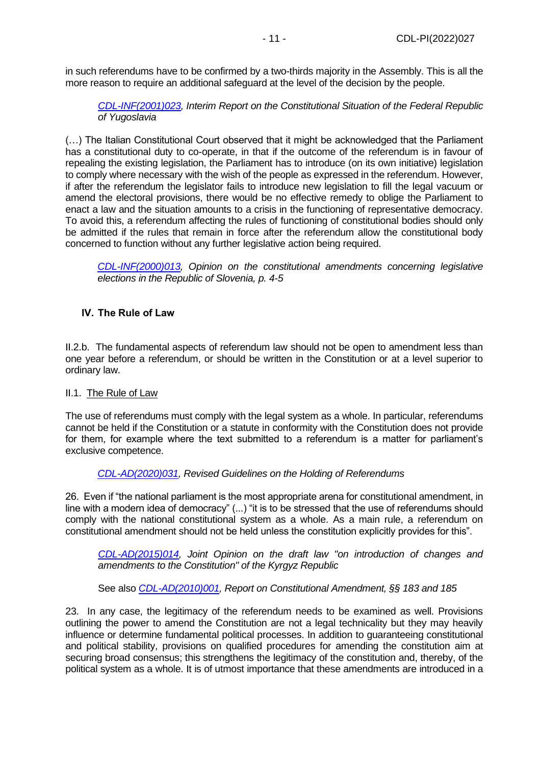in such referendums have to be confirmed by a two-thirds majority in the Assembly. This is all the more reason to require an additional safeguard at the level of the decision by the people.

> *CDL-INF(2001)023, Interim Report on the Constitutional Situation of the Federal Republic of Yugoslavia*

(…) The Italian Constitutional Court observed that it might be acknowledged that the Parliament has a constitutional duty to co-operate, in that if the outcome of the referendum is in favour of repealing the existing legislation, the Parliament has to introduce (on its own initiative) legislation to comply where necessary with the wish of the people as expressed in the referendum. However, if after the referendum the legislator fails to introduce new legislation to fill the legal vacuum or amend the electoral provisions, there would be no effective remedy to oblige the Parliament to enact a law and the situation amounts to a crisis in the functioning of representative democracy. To avoid this, a referendum affecting the rules of functioning of constitutional bodies should only be admitted if the rules that remain in force after the referendum allow the constitutional body concerned to function without any further legislative action being required.

> *CDL-INF(2000)013, Opinion on the constitutional amendments concerning legislative elections in the Republic of Slovenia, p. 4-5*

## IV. The Rule of Law

II.2.b. The fundamental aspects of referendum law should not be open to amendment less than one year before a referendum, or should be written in the Constitution or at a level superior to ordinary law.

II.1. The Rule of Law

The use of referendums must comply with the legal system as a whole. In particular, referendums cannot be held if the Constitution or a statute in conformity with the Constitution does not provide for them, for example where the text submitted to a referendum is a matter for parliament's exclusive competence.

> *CDL-AD(2020)031, Revised Guidelines on the Holding of Referendums*

26. Even if "the national parliament is the most appropriate arena for constitutional amendment, in line with a modern idea of democracy" (...) "it is to be stressed that the use of referendums should comply with the national constitutional system as a whole. As a main rule, a referendum on constitutional amendment should not be held unless the constitution explicitly provides for this".

> *CDL-AD(2015)014, Joint Opinion on the draft law "on introduction of changes and amendments to the Constitution" of the Kyrgyz Republic*
>
> See also *CDL-AD(2010)001, Report on Constitutional Amendment, §§ 183 and 185*

23. In any case, the legitimacy of the referendum needs to be examined as well. Provisions outlining the power to amend the Constitution are not a legal technicality but they may heavily influence or determine fundamental political processes. In addition to guaranteeing constitutional and political stability, provisions on qualified procedures for amending the constitution aim at securing broad consensus; this strengthens the legitimacy of the constitution and, thereby, of the political system as a whole. It is of utmost importance that these amendments are introduced in a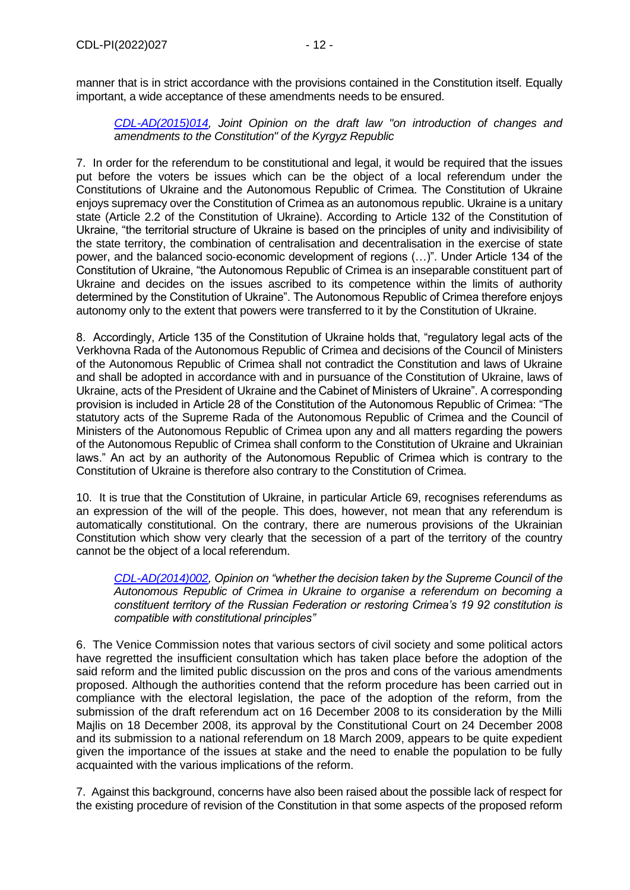manner that is in strict accordance with the provisions contained in the Constitution itself. Equally important, a wide acceptance of these amendments needs to be ensured.

> [CDL-AD(2015)014](), *Joint Opinion on the draft law "on introduction of changes and amendments to the Constitution" of the Kyrgyz Republic*

7. In order for the referendum to be constitutional and legal, it would be required that the issues put before the voters be issues which can be the object of a local referendum under the Constitutions of Ukraine and the Autonomous Republic of Crimea. The Constitution of Ukraine enjoys supremacy over the Constitution of Crimea as an autonomous republic. Ukraine is a unitary state (Article 2.2 of the Constitution of Ukraine). According to Article 132 of the Constitution of Ukraine, "the territorial structure of Ukraine is based on the principles of unity and indivisibility of the state territory, the combination of centralisation and decentralisation in the exercise of state power, and the balanced socio-economic development of regions (…)". Under Article 134 of the Constitution of Ukraine, "the Autonomous Republic of Crimea is an inseparable constituent part of Ukraine and decides on the issues ascribed to its competence within the limits of authority determined by the Constitution of Ukraine". The Autonomous Republic of Crimea therefore enjoys autonomy only to the extent that powers were transferred to it by the Constitution of Ukraine.

8. Accordingly, Article 135 of the Constitution of Ukraine holds that, "regulatory legal acts of the Verkhovna Rada of the Autonomous Republic of Crimea and decisions of the Council of Ministers of the Autonomous Republic of Crimea shall not contradict the Constitution and laws of Ukraine and shall be adopted in accordance with and in pursuance of the Constitution of Ukraine, laws of Ukraine, acts of the President of Ukraine and the Cabinet of Ministers of Ukraine". A corresponding provision is included in Article 28 of the Constitution of the Autonomous Republic of Crimea: "The statutory acts of the Supreme Rada of the Autonomous Republic of Crimea and the Council of Ministers of the Autonomous Republic of Crimea upon any and all matters regarding the powers of the Autonomous Republic of Crimea shall conform to the Constitution of Ukraine and Ukrainian laws." An act by an authority of the Autonomous Republic of Crimea which is contrary to the Constitution of Ukraine is therefore also contrary to the Constitution of Crimea.

10. It is true that the Constitution of Ukraine, in particular Article 69, recognises referendums as an expression of the will of the people. This does, however, not mean that any referendum is automatically constitutional. On the contrary, there are numerous provisions of the Ukrainian Constitution which show very clearly that the secession of a part of the territory of the country cannot be the object of a local referendum.

> [CDL-AD(2014)002](), *Opinion on "whether the decision taken by the Supreme Council of the Autonomous Republic of Crimea in Ukraine to organise a referendum on becoming a constituent territory of the Russian Federation or restoring Crimea's 19 92 constitution is compatible with constitutional principles"*

6. The Venice Commission notes that various sectors of civil society and some political actors have regretted the insufficient consultation which has taken place before the adoption of the said reform and the limited public discussion on the pros and cons of the various amendments proposed. Although the authorities contend that the reform procedure has been carried out in compliance with the electoral legislation, the pace of the adoption of the reform, from the submission of the draft referendum act on 16 December 2008 to its consideration by the Milli Majlis on 18 December 2008, its approval by the Constitutional Court on 24 December 2008 and its submission to a national referendum on 18 March 2009, appears to be quite expedient given the importance of the issues at stake and the need to enable the population to be fully acquainted with the various implications of the reform.

7. Against this background, concerns have also been raised about the possible lack of respect for the existing procedure of revision of the Constitution in that some aspects of the proposed reform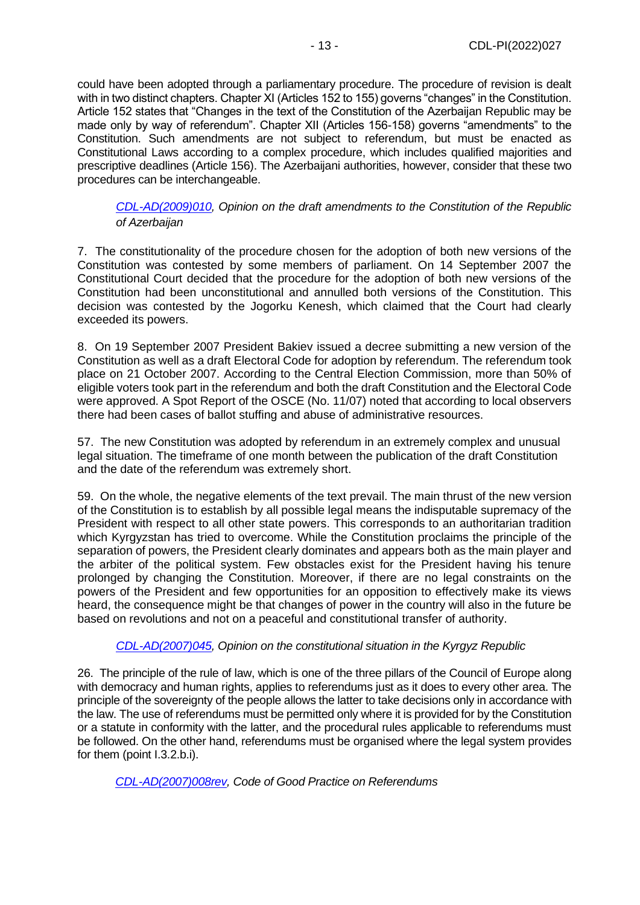could have been adopted through a parliamentary procedure. The procedure of revision is dealt with in two distinct chapters. Chapter XI (Articles 152 to 155) governs "changes" in the Constitution. Article 152 states that "Changes in the text of the Constitution of the Azerbaijan Republic may be made only by way of referendum". Chapter XII (Articles 156-158) governs "amendments" to the Constitution. Such amendments are not subject to referendum, but must be enacted as Constitutional Laws according to a complex procedure, which includes qualified majorities and prescriptive deadlines (Article 156). The Azerbaijani authorities, however, consider that these two procedures can be interchangeable.

> *CDL-AD(2009)010, Opinion on the draft amendments to the Constitution of the Republic of Azerbaijan*

7. The constitutionality of the procedure chosen for the adoption of both new versions of the Constitution was contested by some members of parliament. On 14 September 2007 the Constitutional Court decided that the procedure for the adoption of both new versions of the Constitution had been unconstitutional and annulled both versions of the Constitution. This decision was contested by the Jogorku Kenesh, which claimed that the Court had clearly exceeded its powers.

8. On 19 September 2007 President Bakiev issued a decree submitting a new version of the Constitution as well as a draft Electoral Code for adoption by referendum. The referendum took place on 21 October 2007. According to the Central Election Commission, more than 50% of eligible voters took part in the referendum and both the draft Constitution and the Electoral Code were approved. A Spot Report of the OSCE (No. 11/07) noted that according to local observers there had been cases of ballot stuffing and abuse of administrative resources.

57. The new Constitution was adopted by referendum in an extremely complex and unusual legal situation. The timeframe of one month between the publication of the draft Constitution and the date of the referendum was extremely short.

59. On the whole, the negative elements of the text prevail. The main thrust of the new version of the Constitution is to establish by all possible legal means the indisputable supremacy of the President with respect to all other state powers. This corresponds to an authoritarian tradition which Kyrgyzstan has tried to overcome. While the Constitution proclaims the principle of the separation of powers, the President clearly dominates and appears both as the main player and the arbiter of the political system. Few obstacles exist for the President having his tenure prolonged by changing the Constitution. Moreover, if there are no legal constraints on the powers of the President and few opportunities for an opposition to effectively make its views heard, the consequence might be that changes of power in the country will also in the future be based on revolutions and not on a peaceful and constitutional transfer of authority.

> *CDL-AD(2007)045, Opinion on the constitutional situation in the Kyrgyz Republic*

26. The principle of the rule of law, which is one of the three pillars of the Council of Europe along with democracy and human rights, applies to referendums just as it does to every other area. The principle of the sovereignty of the people allows the latter to take decisions only in accordance with the law. The use of referendums must be permitted only where it is provided for by the Constitution or a statute in conformity with the latter, and the procedural rules applicable to referendums must be followed. On the other hand, referendums must be organised where the legal system provides for them (point I.3.2.b.i).

> *CDL-AD(2007)008rev, Code of Good Practice on Referendums*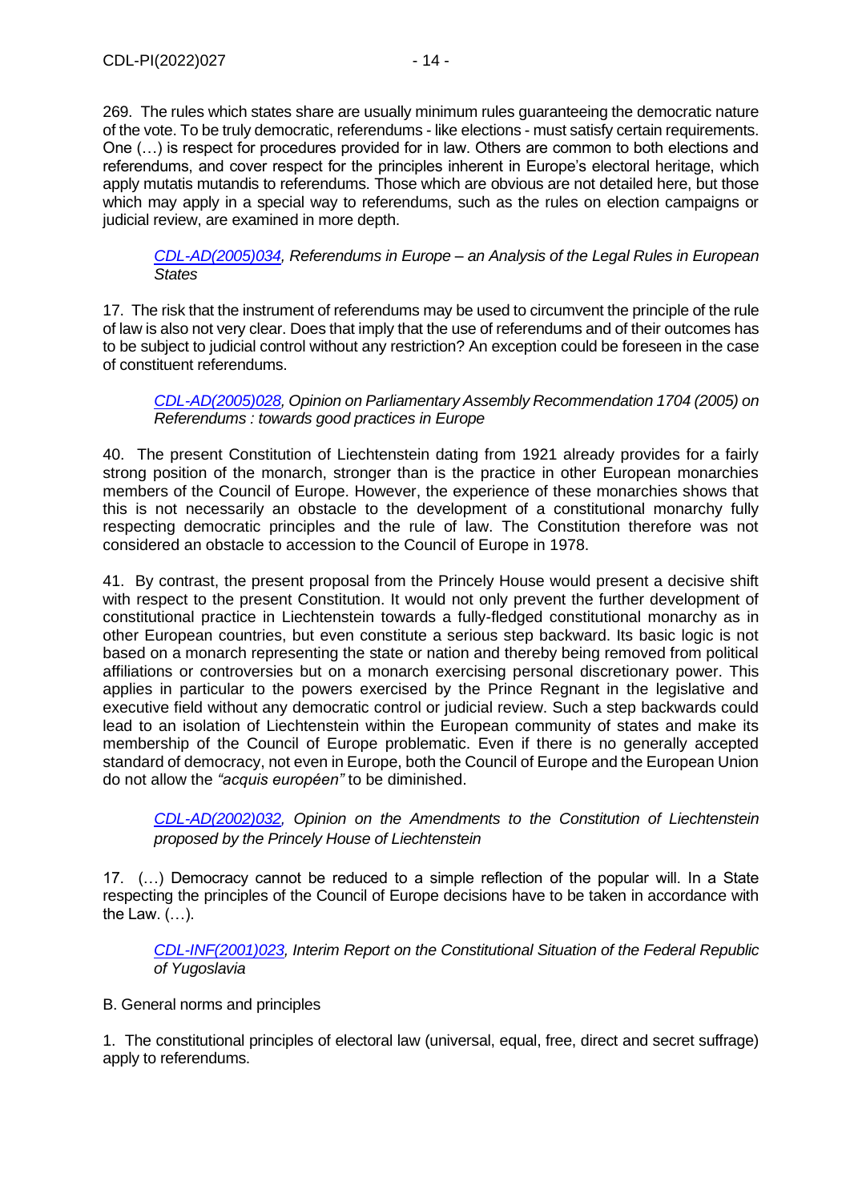269. The rules which states share are usually minimum rules guaranteeing the democratic nature of the vote. To be truly democratic, referendums - like elections - must satisfy certain requirements. One (…) is respect for procedures provided for in law. Others are common to both elections and referendums, and cover respect for the principles inherent in Europe's electoral heritage, which apply mutatis mutandis to referendums. Those which are obvious are not detailed here, but those which may apply in a special way to referendums, such as the rules on election campaigns or judicial review, are examined in more depth.

> CDL-AD(2005)034, *Referendums in Europe – an Analysis of the Legal Rules in European States*

17. The risk that the instrument of referendums may be used to circumvent the principle of the rule of law is also not very clear. Does that imply that the use of referendums and of their outcomes has to be subject to judicial control without any restriction? An exception could be foreseen in the case of constituent referendums.

> CDL-AD(2005)028, *Opinion on Parliamentary Assembly Recommendation 1704 (2005) on Referendums : towards good practices in Europe*

40. The present Constitution of Liechtenstein dating from 1921 already provides for a fairly strong position of the monarch, stronger than is the practice in other European monarchies members of the Council of Europe. However, the experience of these monarchies shows that this is not necessarily an obstacle to the development of a constitutional monarchy fully respecting democratic principles and the rule of law. The Constitution therefore was not considered an obstacle to accession to the Council of Europe in 1978.

41. By contrast, the present proposal from the Princely House would present a decisive shift with respect to the present Constitution. It would not only prevent the further development of constitutional practice in Liechtenstein towards a fully-fledged constitutional monarchy as in other European countries, but even constitute a serious step backward. Its basic logic is not based on a monarch representing the state or nation and thereby being removed from political affiliations or controversies but on a monarch exercising personal discretionary power. This applies in particular to the powers exercised by the Prince Regnant in the legislative and executive field without any democratic control or judicial review. Such a step backwards could lead to an isolation of Liechtenstein within the European community of states and make its membership of the Council of Europe problematic. Even if there is no generally accepted standard of democracy, not even in Europe, both the Council of Europe and the European Union do not allow the *"acquis européen"* to be diminished.

> CDL-AD(2002)032, *Opinion on the Amendments to the Constitution of Liechtenstein proposed by the Princely House of Liechtenstein*

17. (…) Democracy cannot be reduced to a simple reflection of the popular will. In a State respecting the principles of the Council of Europe decisions have to be taken in accordance with the Law. (…).

> CDL-INF(2001)023, *Interim Report on the Constitutional Situation of the Federal Republic of Yugoslavia*

B. General norms and principles

1. The constitutional principles of electoral law (universal, equal, free, direct and secret suffrage) apply to referendums.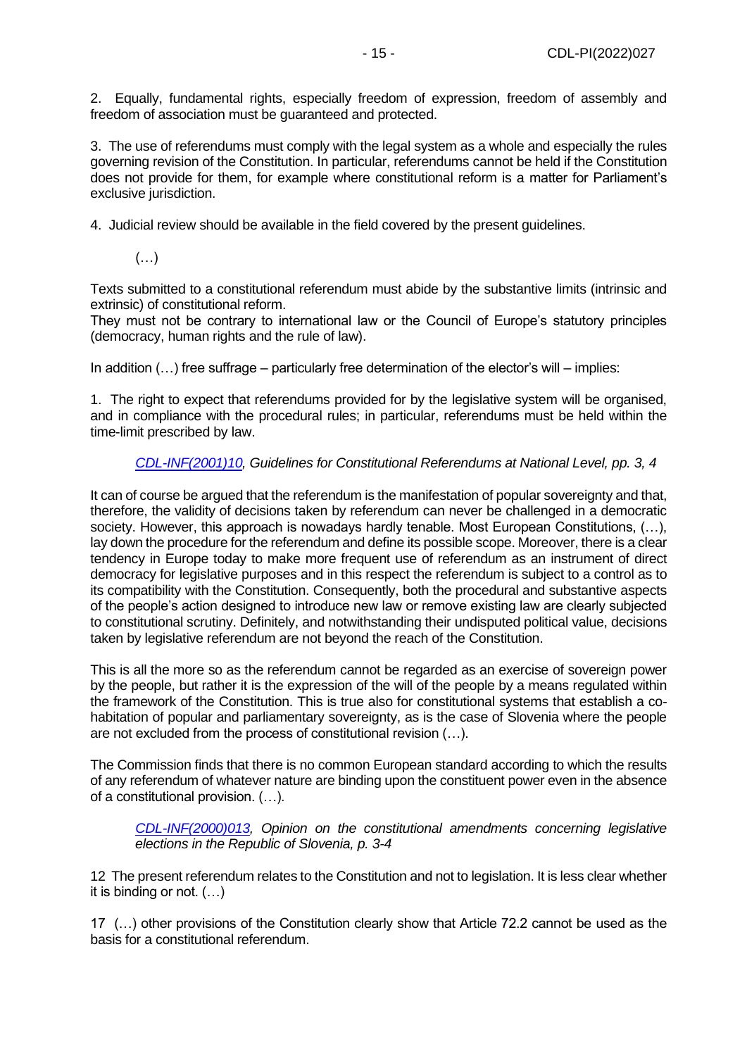2. Equally, fundamental rights, especially freedom of expression, freedom of assembly and freedom of association must be guaranteed and protected.

3. The use of referendums must comply with the legal system as a whole and especially the rules governing revision of the Constitution. In particular, referendums cannot be held if the Constitution does not provide for them, for example where constitutional reform is a matter for Parliament's exclusive jurisdiction.

4. Judicial review should be available in the field covered by the present guidelines.

(…)

Texts submitted to a constitutional referendum must abide by the substantive limits (intrinsic and extrinsic) of constitutional reform.
They must not be contrary to international law or the Council of Europe's statutory principles (democracy, human rights and the rule of law).

In addition (…) free suffrage – particularly free determination of the elector's will – implies:

1. The right to expect that referendums provided for by the legislative system will be organised, and in compliance with the procedural rules; in particular, referendums must be held within the time-limit prescribed by law.

> *CDL-INF(2001)10, Guidelines for Constitutional Referendums at National Level, pp. 3, 4*

It can of course be argued that the referendum is the manifestation of popular sovereignty and that, therefore, the validity of decisions taken by referendum can never be challenged in a democratic society. However, this approach is nowadays hardly tenable. Most European Constitutions, (…), lay down the procedure for the referendum and define its possible scope. Moreover, there is a clear tendency in Europe today to make more frequent use of referendum as an instrument of direct democracy for legislative purposes and in this respect the referendum is subject to a control as to its compatibility with the Constitution. Consequently, both the procedural and substantive aspects of the people's action designed to introduce new law or remove existing law are clearly subjected to constitutional scrutiny. Definitely, and notwithstanding their undisputed political value, decisions taken by legislative referendum are not beyond the reach of the Constitution.

This is all the more so as the referendum cannot be regarded as an exercise of sovereign power by the people, but rather it is the expression of the will of the people by a means regulated within the framework of the Constitution. This is true also for constitutional systems that establish a co-habitation of popular and parliamentary sovereignty, as is the case of Slovenia where the people are not excluded from the process of constitutional revision (…).

The Commission finds that there is no common European standard according to which the results of any referendum of whatever nature are binding upon the constituent power even in the absence of a constitutional provision. (…).

> *CDL-INF(2000)013, Opinion on the constitutional amendments concerning legislative elections in the Republic of Slovenia, p. 3-4*

12 The present referendum relates to the Constitution and not to legislation. It is less clear whether it is binding or not. (…)

17 (…) other provisions of the Constitution clearly show that Article 72.2 cannot be used as the basis for a constitutional referendum.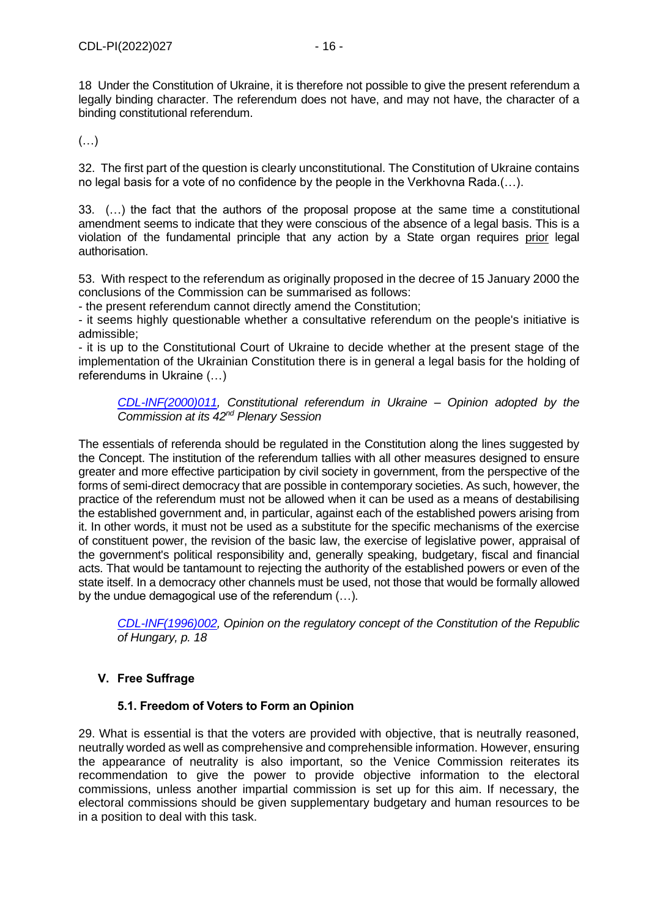18 Under the Constitution of Ukraine, it is therefore not possible to give the present referendum a legally binding character. The referendum does not have, and may not have, the character of a binding constitutional referendum.

(…)

32. The first part of the question is clearly unconstitutional. The Constitution of Ukraine contains no legal basis for a vote of no confidence by the people in the Verkhovna Rada.(…).

33. (…) the fact that the authors of the proposal propose at the same time a constitutional amendment seems to indicate that they were conscious of the absence of a legal basis. This is a violation of the fundamental principle that any action by a State organ requires prior legal authorisation.

53. With respect to the referendum as originally proposed in the decree of 15 January 2000 the conclusions of the Commission can be summarised as follows:

- the present referendum cannot directly amend the Constitution;
- it seems highly questionable whether a consultative referendum on the people's initiative is admissible;
- it is up to the Constitutional Court of Ukraine to decide whether at the present stage of the implementation of the Ukrainian Constitution there is in general a legal basis for the holding of referendums in Ukraine (…)

> *CDL-INF(2000)011, Constitutional referendum in Ukraine – Opinion adopted by the Commission at its 42nd Plenary Session*

The essentials of referenda should be regulated in the Constitution along the lines suggested by the Concept. The institution of the referendum tallies with all other measures designed to ensure greater and more effective participation by civil society in government, from the perspective of the forms of semi-direct democracy that are possible in contemporary societies. As such, however, the practice of the referendum must not be allowed when it can be used as a means of destabilising the established government and, in particular, against each of the established powers arising from it. In other words, it must not be used as a substitute for the specific mechanisms of the exercise of constituent power, the revision of the basic law, the exercise of legislative power, appraisal of the government's political responsibility and, generally speaking, budgetary, fiscal and financial acts. That would be tantamount to rejecting the authority of the established powers or even of the state itself. In a democracy other channels must be used, not those that would be formally allowed by the undue demagogical use of the referendum (…).

> *CDL-INF(1996)002, Opinion on the regulatory concept of the Constitution of the Republic of Hungary, p. 18*

## V. Free Suffrage

### 5.1. Freedom of Voters to Form an Opinion

29. What is essential is that the voters are provided with objective, that is neutrally reasoned, neutrally worded as well as comprehensive and comprehensible information. However, ensuring the appearance of neutrality is also important, so the Venice Commission reiterates its recommendation to give the power to provide objective information to the electoral commissions, unless another impartial commission is set up for this aim. If necessary, the electoral commissions should be given supplementary budgetary and human resources to be in a position to deal with this task.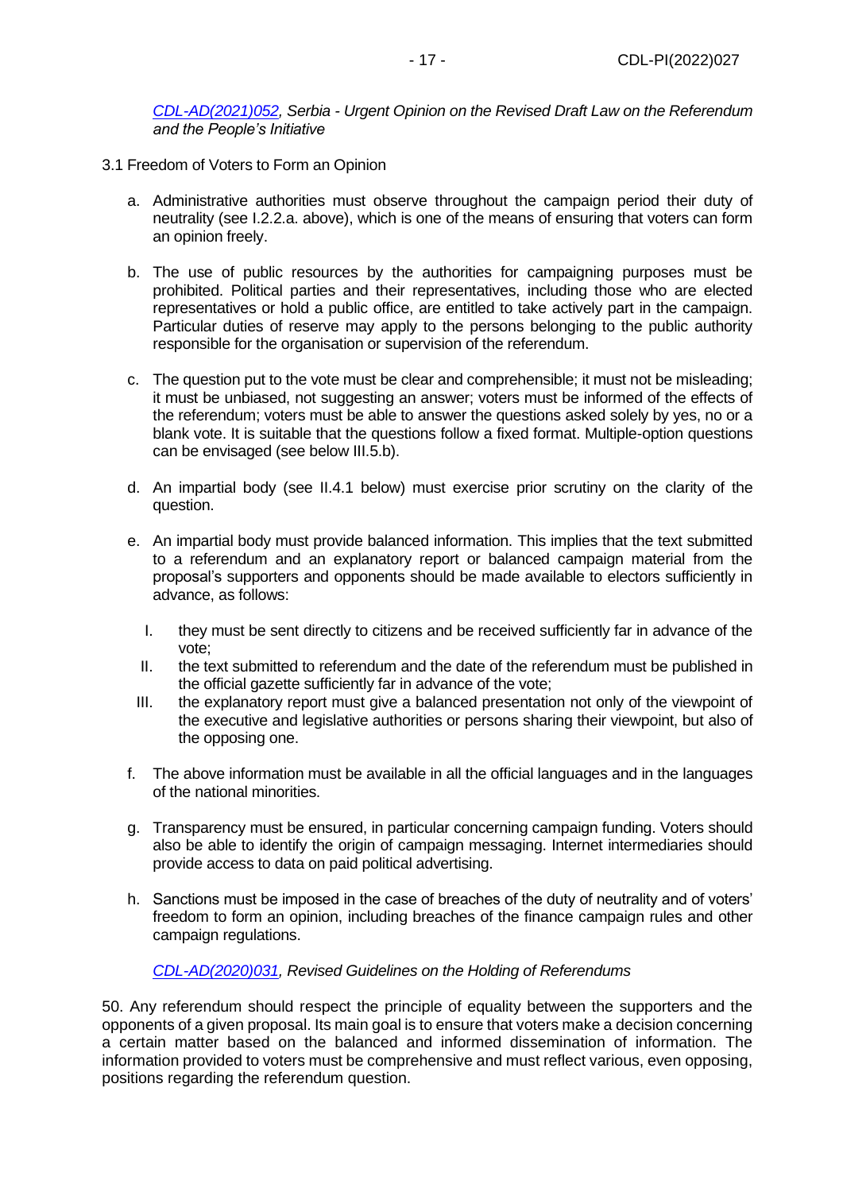*CDL-AD(2021)052, Serbia - Urgent Opinion on the Revised Draft Law on the Referendum and the People's Initiative*

3.1 Freedom of Voters to Form an Opinion

a. Administrative authorities must observe throughout the campaign period their duty of neutrality (see I.2.2.a. above), which is one of the means of ensuring that voters can form an opinion freely.

b. The use of public resources by the authorities for campaigning purposes must be prohibited. Political parties and their representatives, including those who are elected representatives or hold a public office, are entitled to take actively part in the campaign. Particular duties of reserve may apply to the persons belonging to the public authority responsible for the organisation or supervision of the referendum.

c. The question put to the vote must be clear and comprehensible; it must not be misleading; it must be unbiased, not suggesting an answer; voters must be informed of the effects of the referendum; voters must be able to answer the questions asked solely by yes, no or a blank vote. It is suitable that the questions follow a fixed format. Multiple-option questions can be envisaged (see below III.5.b).

d. An impartial body (see II.4.1 below) must exercise prior scrutiny on the clarity of the question.

e. An impartial body must provide balanced information. This implies that the text submitted to a referendum and an explanatory report or balanced campaign material from the proposal's supporters and opponents should be made available to electors sufficiently in advance, as follows:

   I. they must be sent directly to citizens and be received sufficiently far in advance of the vote;
   II. the text submitted to referendum and the date of the referendum must be published in the official gazette sufficiently far in advance of the vote;
   III. the explanatory report must give a balanced presentation not only of the viewpoint of the executive and legislative authorities or persons sharing their viewpoint, but also of the opposing one.

f. The above information must be available in all the official languages and in the languages of the national minorities.

g. Transparency must be ensured, in particular concerning campaign funding. Voters should also be able to identify the origin of campaign messaging. Internet intermediaries should provide access to data on paid political advertising.

h. Sanctions must be imposed in the case of breaches of the duty of neutrality and of voters' freedom to form an opinion, including breaches of the finance campaign rules and other campaign regulations.

*CDL-AD(2020)031, Revised Guidelines on the Holding of Referendums*

50. Any referendum should respect the principle of equality between the supporters and the opponents of a given proposal. Its main goal is to ensure that voters make a decision concerning a certain matter based on the balanced and informed dissemination of information. The information provided to voters must be comprehensive and must reflect various, even opposing, positions regarding the referendum question.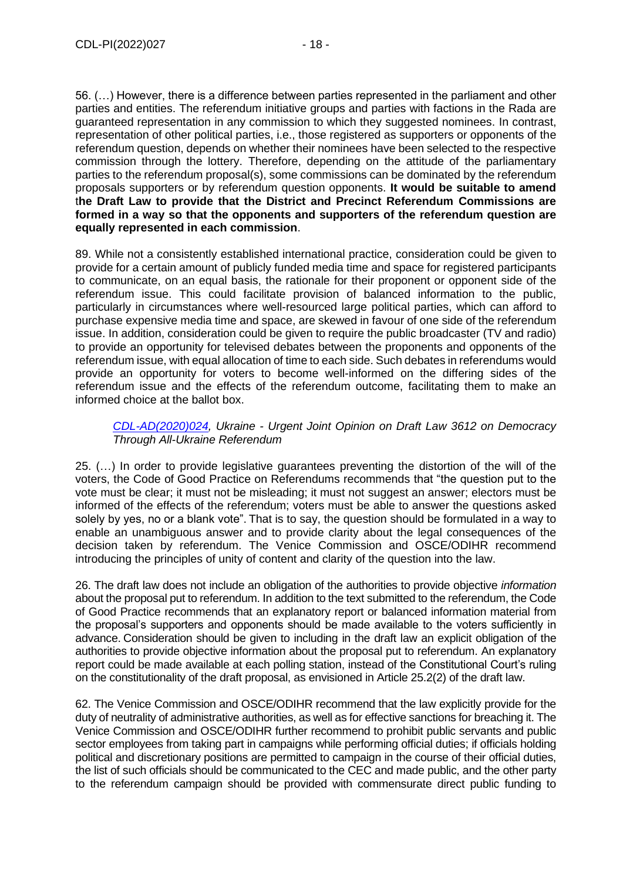56. (…) However, there is a difference between parties represented in the parliament and other parties and entities. The referendum initiative groups and parties with factions in the Rada are guaranteed representation in any commission to which they suggested nominees. In contrast, representation of other political parties, i.e., those registered as supporters or opponents of the referendum question, depends on whether their nominees have been selected to the respective commission through the lottery. Therefore, depending on the attitude of the parliamentary parties to the referendum proposal(s), some commissions can be dominated by the referendum proposals supporters or by referendum question opponents. **It would be suitable to amend the Draft Law to provide that the District and Precinct Referendum Commissions are formed in a way so that the opponents and supporters of the referendum question are equally represented in each commission**.

89. While not a consistently established international practice, consideration could be given to provide for a certain amount of publicly funded media time and space for registered participants to communicate, on an equal basis, the rationale for their proponent or opponent side of the referendum issue. This could facilitate provision of balanced information to the public, particularly in circumstances where well-resourced large political parties, which can afford to purchase expensive media time and space, are skewed in favour of one side of the referendum issue. In addition, consideration could be given to require the public broadcaster (TV and radio) to provide an opportunity for televised debates between the proponents and opponents of the referendum issue, with equal allocation of time to each side. Such debates in referendums would provide an opportunity for voters to become well-informed on the differing sides of the referendum issue and the effects of the referendum outcome, facilitating them to make an informed choice at the ballot box.

*CDL-AD(2020)024, Ukraine - Urgent Joint Opinion on Draft Law 3612 on Democracy Through All-Ukraine Referendum*

25. (…) In order to provide legislative guarantees preventing the distortion of the will of the voters, the Code of Good Practice on Referendums recommends that "the question put to the vote must be clear; it must not be misleading; it must not suggest an answer; electors must be informed of the effects of the referendum; voters must be able to answer the questions asked solely by yes, no or a blank vote". That is to say, the question should be formulated in a way to enable an unambiguous answer and to provide clarity about the legal consequences of the decision taken by referendum. The Venice Commission and OSCE/ODIHR recommend introducing the principles of unity of content and clarity of the question into the law.

26. The draft law does not include an obligation of the authorities to provide objective *information* about the proposal put to referendum. In addition to the text submitted to the referendum, the Code of Good Practice recommends that an explanatory report or balanced information material from the proposal's supporters and opponents should be made available to the voters sufficiently in advance. Consideration should be given to including in the draft law an explicit obligation of the authorities to provide objective information about the proposal put to referendum. An explanatory report could be made available at each polling station, instead of the Constitutional Court's ruling on the constitutionality of the draft proposal, as envisioned in Article 25.2(2) of the draft law.

62. The Venice Commission and OSCE/ODIHR recommend that the law explicitly provide for the duty of neutrality of administrative authorities, as well as for effective sanctions for breaching it. The Venice Commission and OSCE/ODIHR further recommend to prohibit public servants and public sector employees from taking part in campaigns while performing official duties; if officials holding political and discretionary positions are permitted to campaign in the course of their official duties, the list of such officials should be communicated to the CEC and made public, and the other party to the referendum campaign should be provided with commensurate direct public funding to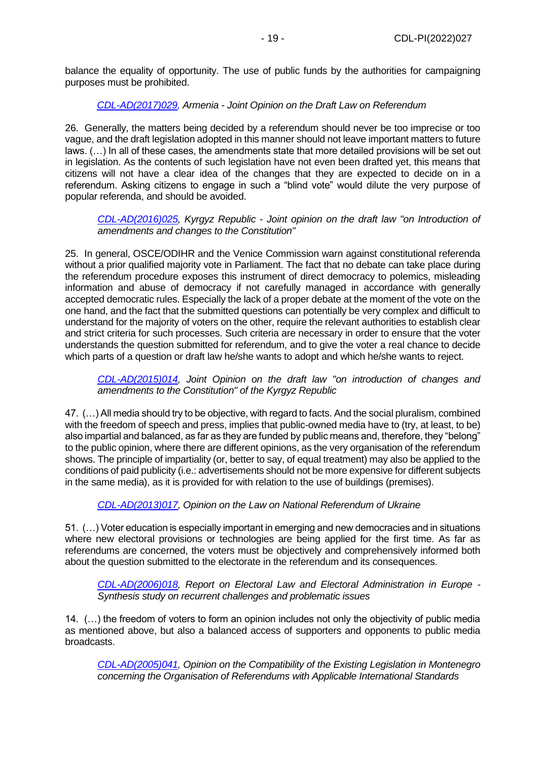balance the equality of opportunity. The use of public funds by the authorities for campaigning purposes must be prohibited.

*CDL-AD(2017)029, Armenia - Joint Opinion on the Draft Law on Referendum*

26. Generally, the matters being decided by a referendum should never be too imprecise or too vague, and the draft legislation adopted in this manner should not leave important matters to future laws. (…) In all of these cases, the amendments state that more detailed provisions will be set out in legislation. As the contents of such legislation have not even been drafted yet, this means that citizens will not have a clear idea of the changes that they are expected to decide on in a referendum. Asking citizens to engage in such a "blind vote" would dilute the very purpose of popular referenda, and should be avoided.

*CDL-AD(2016)025, Kyrgyz Republic - Joint opinion on the draft law "on Introduction of amendments and changes to the Constitution"*

25. In general, OSCE/ODIHR and the Venice Commission warn against constitutional referenda without a prior qualified majority vote in Parliament. The fact that no debate can take place during the referendum procedure exposes this instrument of direct democracy to polemics, misleading information and abuse of democracy if not carefully managed in accordance with generally accepted democratic rules. Especially the lack of a proper debate at the moment of the vote on the one hand, and the fact that the submitted questions can potentially be very complex and difficult to understand for the majority of voters on the other, require the relevant authorities to establish clear and strict criteria for such processes. Such criteria are necessary in order to ensure that the voter understands the question submitted for referendum, and to give the voter a real chance to decide which parts of a question or draft law he/she wants to adopt and which he/she wants to reject.

*CDL-AD(2015)014, Joint Opinion on the draft law "on introduction of changes and amendments to the Constitution" of the Kyrgyz Republic*

47. (…) All media should try to be objective, with regard to facts. And the social pluralism, combined with the freedom of speech and press, implies that public-owned media have to (try, at least, to be) also impartial and balanced, as far as they are funded by public means and, therefore, they "belong" to the public opinion, where there are different opinions, as the very organisation of the referendum shows. The principle of impartiality (or, better to say, of equal treatment) may also be applied to the conditions of paid publicity (i.e.: advertisements should not be more expensive for different subjects in the same media), as it is provided for with relation to the use of buildings (premises).

*CDL-AD(2013)017, Opinion on the Law on National Referendum of Ukraine*

51. (…) Voter education is especially important in emerging and new democracies and in situations where new electoral provisions or technologies are being applied for the first time. As far as referendums are concerned, the voters must be objectively and comprehensively informed both about the question submitted to the electorate in the referendum and its consequences.

*CDL-AD(2006)018, Report on Electoral Law and Electoral Administration in Europe - Synthesis study on recurrent challenges and problematic issues*

14. (…) the freedom of voters to form an opinion includes not only the objectivity of public media as mentioned above, but also a balanced access of supporters and opponents to public media broadcasts.

*CDL-AD(2005)041, Opinion on the Compatibility of the Existing Legislation in Montenegro concerning the Organisation of Referendums with Applicable International Standards*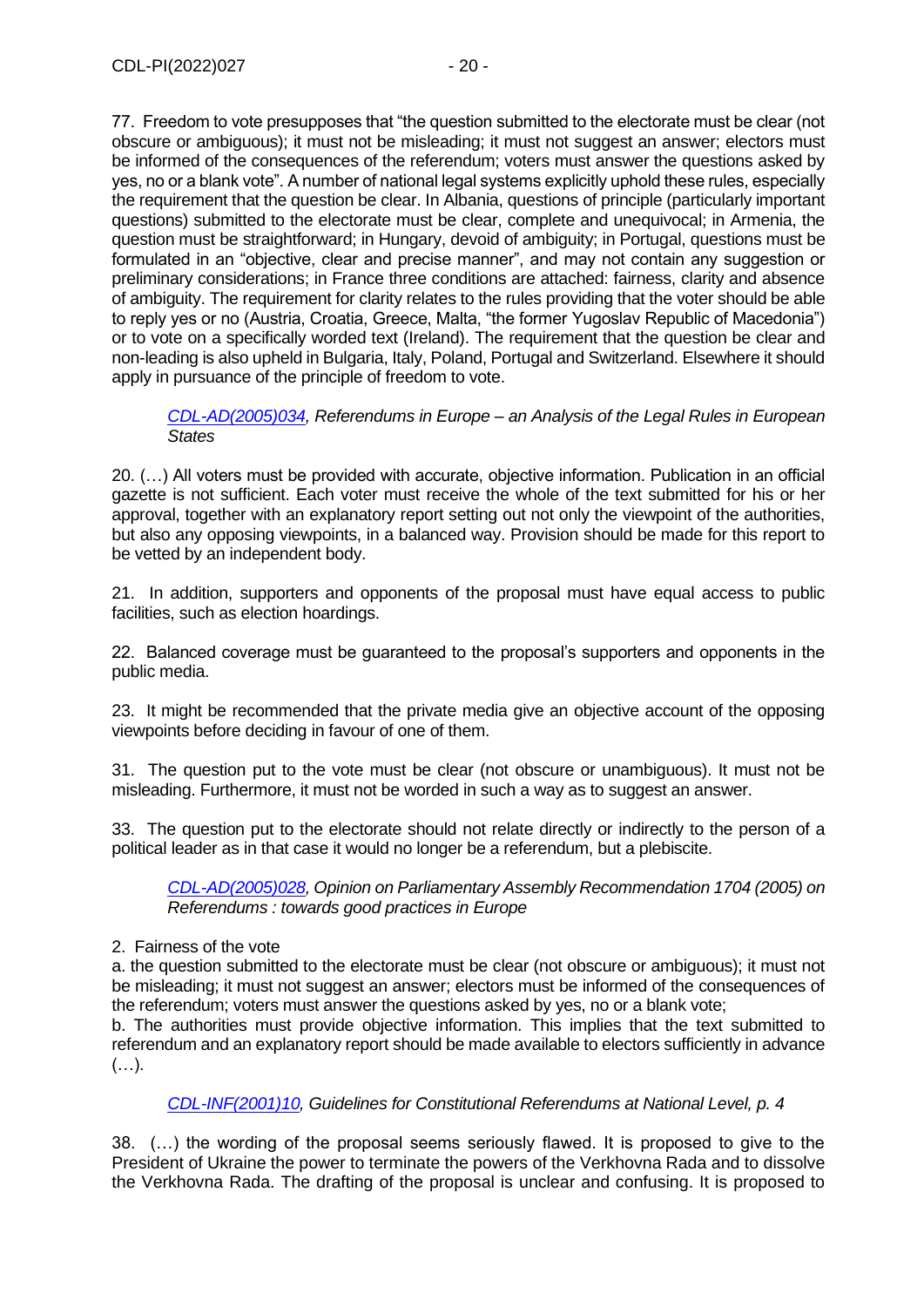77. Freedom to vote presupposes that "the question submitted to the electorate must be clear (not obscure or ambiguous); it must not be misleading; it must not suggest an answer; electors must be informed of the consequences of the referendum; voters must answer the questions asked by yes, no or a blank vote". A number of national legal systems explicitly uphold these rules, especially the requirement that the question be clear. In Albania, questions of principle (particularly important questions) submitted to the electorate must be clear, complete and unequivocal; in Armenia, the question must be straightforward; in Hungary, devoid of ambiguity; in Portugal, questions must be formulated in an "objective, clear and precise manner", and may not contain any suggestion or preliminary considerations; in France three conditions are attached: fairness, clarity and absence of ambiguity. The requirement for clarity relates to the rules providing that the voter should be able to reply yes or no (Austria, Croatia, Greece, Malta, "the former Yugoslav Republic of Macedonia") or to vote on a specifically worded text (Ireland). The requirement that the question be clear and non-leading is also upheld in Bulgaria, Italy, Poland, Portugal and Switzerland. Elsewhere it should apply in pursuance of the principle of freedom to vote.

> *CDL-AD(2005)034, Referendums in Europe – an Analysis of the Legal Rules in European States*

20. (…) All voters must be provided with accurate, objective information. Publication in an official gazette is not sufficient. Each voter must receive the whole of the text submitted for his or her approval, together with an explanatory report setting out not only the viewpoint of the authorities, but also any opposing viewpoints, in a balanced way. Provision should be made for this report to be vetted by an independent body.

21. In addition, supporters and opponents of the proposal must have equal access to public facilities, such as election hoardings.

22. Balanced coverage must be guaranteed to the proposal's supporters and opponents in the public media.

23. It might be recommended that the private media give an objective account of the opposing viewpoints before deciding in favour of one of them.

31. The question put to the vote must be clear (not obscure or unambiguous). It must not be misleading. Furthermore, it must not be worded in such a way as to suggest an answer.

33. The question put to the electorate should not relate directly or indirectly to the person of a political leader as in that case it would no longer be a referendum, but a plebiscite.

> *CDL-AD(2005)028, Opinion on Parliamentary Assembly Recommendation 1704 (2005) on Referendums : towards good practices in Europe*

2. Fairness of the vote
a. the question submitted to the electorate must be clear (not obscure or ambiguous); it must not be misleading; it must not suggest an answer; electors must be informed of the consequences of the referendum; voters must answer the questions asked by yes, no or a blank vote;
b. The authorities must provide objective information. This implies that the text submitted to referendum and an explanatory report should be made available to electors sufficiently in advance (…).

> *CDL-INF(2001)10, Guidelines for Constitutional Referendums at National Level, p. 4*

38. (…) the wording of the proposal seems seriously flawed. It is proposed to give to the President of Ukraine the power to terminate the powers of the Verkhovna Rada and to dissolve the Verkhovna Rada. The drafting of the proposal is unclear and confusing. It is proposed to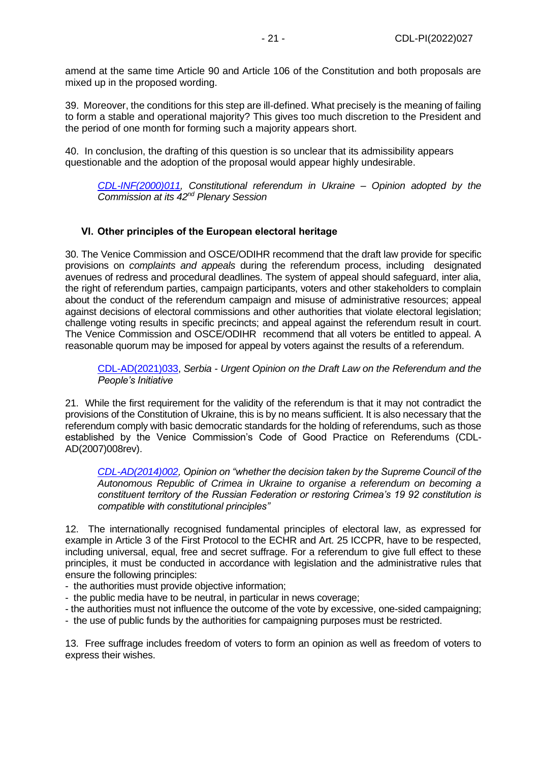amend at the same time Article 90 and Article 106 of the Constitution and both proposals are mixed up in the proposed wording.

39. Moreover, the conditions for this step are ill-defined. What precisely is the meaning of failing to form a stable and operational majority? This gives too much discretion to the President and the period of one month for forming such a majority appears short.

40. In conclusion, the drafting of this question is so unclear that its admissibility appears questionable and the adoption of the proposal would appear highly undesirable.

> *CDL-INF(2000)011, Constitutional referendum in Ukraine – Opinion adopted by the Commission at its 42nd Plenary Session*

## VI. Other principles of the European electoral heritage

30. The Venice Commission and OSCE/ODIHR recommend that the draft law provide for specific provisions on *complaints and appeals* during the referendum process, including designated avenues of redress and procedural deadlines. The system of appeal should safeguard, inter alia, the right of referendum parties, campaign participants, voters and other stakeholders to complain about the conduct of the referendum campaign and misuse of administrative resources; appeal against decisions of electoral commissions and other authorities that violate electoral legislation; challenge voting results in specific precincts; and appeal against the referendum result in court. The Venice Commission and OSCE/ODIHR recommend that all voters be entitled to appeal. A reasonable quorum may be imposed for appeal by voters against the results of a referendum.

> CDL-AD(2021)033, *Serbia - Urgent Opinion on the Draft Law on the Referendum and the People's Initiative*

21. While the first requirement for the validity of the referendum is that it may not contradict the provisions of the Constitution of Ukraine, this is by no means sufficient. It is also necessary that the referendum comply with basic democratic standards for the holding of referendums, such as those established by the Venice Commission's Code of Good Practice on Referendums (CDL-AD(2007)008rev).

> *CDL-AD(2014)002, Opinion on "whether the decision taken by the Supreme Council of the Autonomous Republic of Crimea in Ukraine to organise a referendum on becoming a constituent territory of the Russian Federation or restoring Crimea's 19 92 constitution is compatible with constitutional principles"*

12. The internationally recognised fundamental principles of electoral law, as expressed for example in Article 3 of the First Protocol to the ECHR and Art. 25 ICCPR, have to be respected, including universal, equal, free and secret suffrage. For a referendum to give full effect to these principles, it must be conducted in accordance with legislation and the administrative rules that ensure the following principles:

- the authorities must provide objective information;
- the public media have to be neutral, in particular in news coverage;
- the authorities must not influence the outcome of the vote by excessive, one-sided campaigning;
- the use of public funds by the authorities for campaigning purposes must be restricted.

13. Free suffrage includes freedom of voters to form an opinion as well as freedom of voters to express their wishes.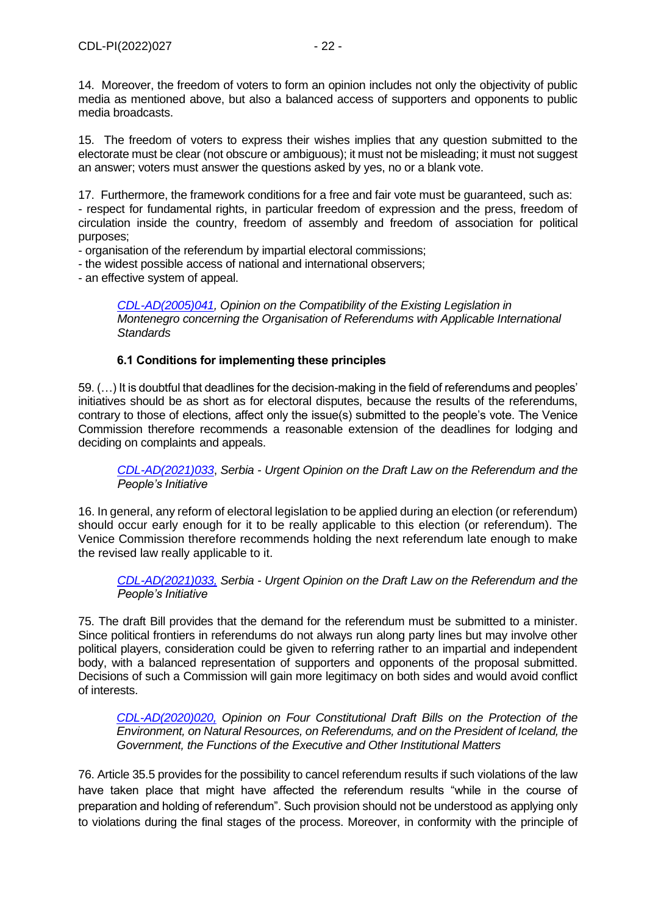14. Moreover, the freedom of voters to form an opinion includes not only the objectivity of public media as mentioned above, but also a balanced access of supporters and opponents to public media broadcasts.

15. The freedom of voters to express their wishes implies that any question submitted to the electorate must be clear (not obscure or ambiguous); it must not be misleading; it must not suggest an answer; voters must answer the questions asked by yes, no or a blank vote.

17. Furthermore, the framework conditions for a free and fair vote must be guaranteed, such as:
- respect for fundamental rights, in particular freedom of expression and the press, freedom of circulation inside the country, freedom of assembly and freedom of association for political purposes;
- organisation of the referendum by impartial electoral commissions;
- the widest possible access of national and international observers;
- an effective system of appeal.

> *CDL-AD(2005)041, Opinion on the Compatibility of the Existing Legislation in Montenegro concerning the Organisation of Referendums with Applicable International Standards*

### 6.1 Conditions for implementing these principles

59. (…) It is doubtful that deadlines for the decision-making in the field of referendums and peoples' initiatives should be as short as for electoral disputes, because the results of the referendums, contrary to those of elections, affect only the issue(s) submitted to the people's vote. The Venice Commission therefore recommends a reasonable extension of the deadlines for lodging and deciding on complaints and appeals.

> *CDL-AD(2021)033, Serbia - Urgent Opinion on the Draft Law on the Referendum and the People's Initiative*

16. In general, any reform of electoral legislation to be applied during an election (or referendum) should occur early enough for it to be really applicable to this election (or referendum). The Venice Commission therefore recommends holding the next referendum late enough to make the revised law really applicable to it.

> *CDL-AD(2021)033, Serbia - Urgent Opinion on the Draft Law on the Referendum and the People's Initiative*

75. The draft Bill provides that the demand for the referendum must be submitted to a minister. Since political frontiers in referendums do not always run along party lines but may involve other political players, consideration could be given to referring rather to an impartial and independent body, with a balanced representation of supporters and opponents of the proposal submitted. Decisions of such a Commission will gain more legitimacy on both sides and would avoid conflict of interests.

> *CDL-AD(2020)020, Opinion on Four Constitutional Draft Bills on the Protection of the Environment, on Natural Resources, on Referendums, and on the President of Iceland, the Government, the Functions of the Executive and Other Institutional Matters*

76. Article 35.5 provides for the possibility to cancel referendum results if such violations of the law have taken place that might have affected the referendum results "while in the course of preparation and holding of referendum". Such provision should not be understood as applying only to violations during the final stages of the process. Moreover, in conformity with the principle of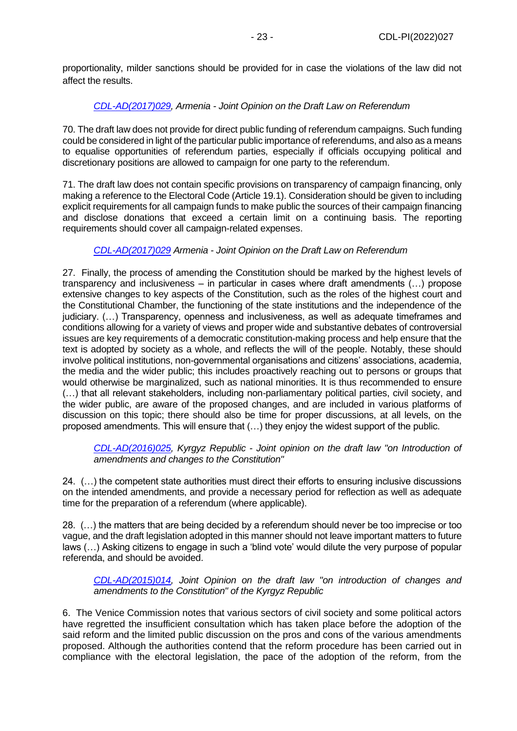proportionality, milder sanctions should be provided for in case the violations of the law did not affect the results.

> *[CDL-AD(2017)029](https://www.venice.coe.int/webforms/documents/?pdf=CDL-AD(2017)029-e), Armenia - Joint Opinion on the Draft Law on Referendum*

70. The draft law does not provide for direct public funding of referendum campaigns. Such funding could be considered in light of the particular public importance of referendums, and also as a means to equalise opportunities of referendum parties, especially if officials occupying political and discretionary positions are allowed to campaign for one party to the referendum.

71. The draft law does not contain specific provisions on transparency of campaign financing, only making a reference to the Electoral Code (Article 19.1). Consideration should be given to including explicit requirements for all campaign funds to make public the sources of their campaign financing and disclose donations that exceed a certain limit on a continuing basis. The reporting requirements should cover all campaign-related expenses.

> *[CDL-AD(2017)029](https://www.venice.coe.int/webforms/documents/?pdf=CDL-AD(2017)029-e) Armenia - Joint Opinion on the Draft Law on Referendum*

27. Finally, the process of amending the Constitution should be marked by the highest levels of transparency and inclusiveness – in particular in cases where draft amendments (…) propose extensive changes to key aspects of the Constitution, such as the roles of the highest court and the Constitutional Chamber, the functioning of the state institutions and the independence of the judiciary. (…) Transparency, openness and inclusiveness, as well as adequate timeframes and conditions allowing for a variety of views and proper wide and substantive debates of controversial issues are key requirements of a democratic constitution-making process and help ensure that the text is adopted by society as a whole, and reflects the will of the people. Notably, these should involve political institutions, non-governmental organisations and citizens' associations, academia, the media and the wider public; this includes proactively reaching out to persons or groups that would otherwise be marginalized, such as national minorities. It is thus recommended to ensure (…) that all relevant stakeholders, including non-parliamentary political parties, civil society, and the wider public, are aware of the proposed changes, and are included in various platforms of discussion on this topic; there should also be time for proper discussions, at all levels, on the proposed amendments. This will ensure that (…) they enjoy the widest support of the public.

> *[CDL-AD(2016)025](https://www.venice.coe.int/webforms/documents/?pdf=CDL-AD(2016)025-e), Kyrgyz Republic - Joint opinion on the draft law "on Introduction of amendments and changes to the Constitution"*

24. (…) the competent state authorities must direct their efforts to ensuring inclusive discussions on the intended amendments, and provide a necessary period for reflection as well as adequate time for the preparation of a referendum (where applicable).

28. (…) the matters that are being decided by a referendum should never be too imprecise or too vague, and the draft legislation adopted in this manner should not leave important matters to future laws (…) Asking citizens to engage in such a 'blind vote' would dilute the very purpose of popular referenda, and should be avoided.

> *[CDL-AD(2015)014](https://www.venice.coe.int/webforms/documents/?pdf=CDL-AD(2015)014-e), Joint Opinion on the draft law "on introduction of changes and amendments to the Constitution" of the Kyrgyz Republic*

6. The Venice Commission notes that various sectors of civil society and some political actors have regretted the insufficient consultation which has taken place before the adoption of the said reform and the limited public discussion on the pros and cons of the various amendments proposed. Although the authorities contend that the reform procedure has been carried out in compliance with the electoral legislation, the pace of the adoption of the reform, from the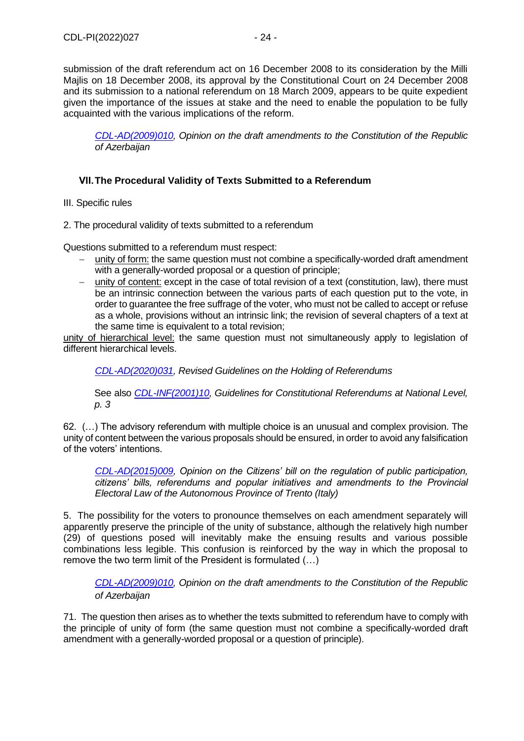submission of the draft referendum act on 16 December 2008 to its consideration by the Milli Majlis on 18 December 2008, its approval by the Constitutional Court on 24 December 2008 and its submission to a national referendum on 18 March 2009, appears to be quite expedient given the importance of the issues at stake and the need to enable the population to be fully acquainted with the various implications of the reform.

> *CDL-AD(2009)010, Opinion on the draft amendments to the Constitution of the Republic of Azerbaijan*

## VII. The Procedural Validity of Texts Submitted to a Referendum

III. Specific rules

2. The procedural validity of texts submitted to a referendum

Questions submitted to a referendum must respect:

- unity of form: the same question must not combine a specifically-worded draft amendment with a generally-worded proposal or a question of principle;
- unity of content: except in the case of total revision of a text (constitution, law), there must be an intrinsic connection between the various parts of each question put to the vote, in order to guarantee the free suffrage of the voter, who must not be called to accept or refuse as a whole, provisions without an intrinsic link; the revision of several chapters of a text at the same time is equivalent to a total revision;

unity of hierarchical level: the same question must not simultaneously apply to legislation of different hierarchical levels.

> *CDL-AD(2020)031, Revised Guidelines on the Holding of Referendums*
>
> See also *CDL-INF(2001)10, Guidelines for Constitutional Referendums at National Level, p. 3*

62. (…) The advisory referendum with multiple choice is an unusual and complex provision. The unity of content between the various proposals should be ensured, in order to avoid any falsification of the voters' intentions.

> *CDL-AD(2015)009, Opinion on the Citizens' bill on the regulation of public participation, citizens' bills, referendums and popular initiatives and amendments to the Provincial Electoral Law of the Autonomous Province of Trento (Italy)*

5. The possibility for the voters to pronounce themselves on each amendment separately will apparently preserve the principle of the unity of substance, although the relatively high number (29) of questions posed will inevitably make the ensuing results and various possible combinations less legible. This confusion is reinforced by the way in which the proposal to remove the two term limit of the President is formulated (…)

> *CDL-AD(2009)010, Opinion on the draft amendments to the Constitution of the Republic of Azerbaijan*

71. The question then arises as to whether the texts submitted to referendum have to comply with the principle of unity of form (the same question must not combine a specifically-worded draft amendment with a generally-worded proposal or a question of principle).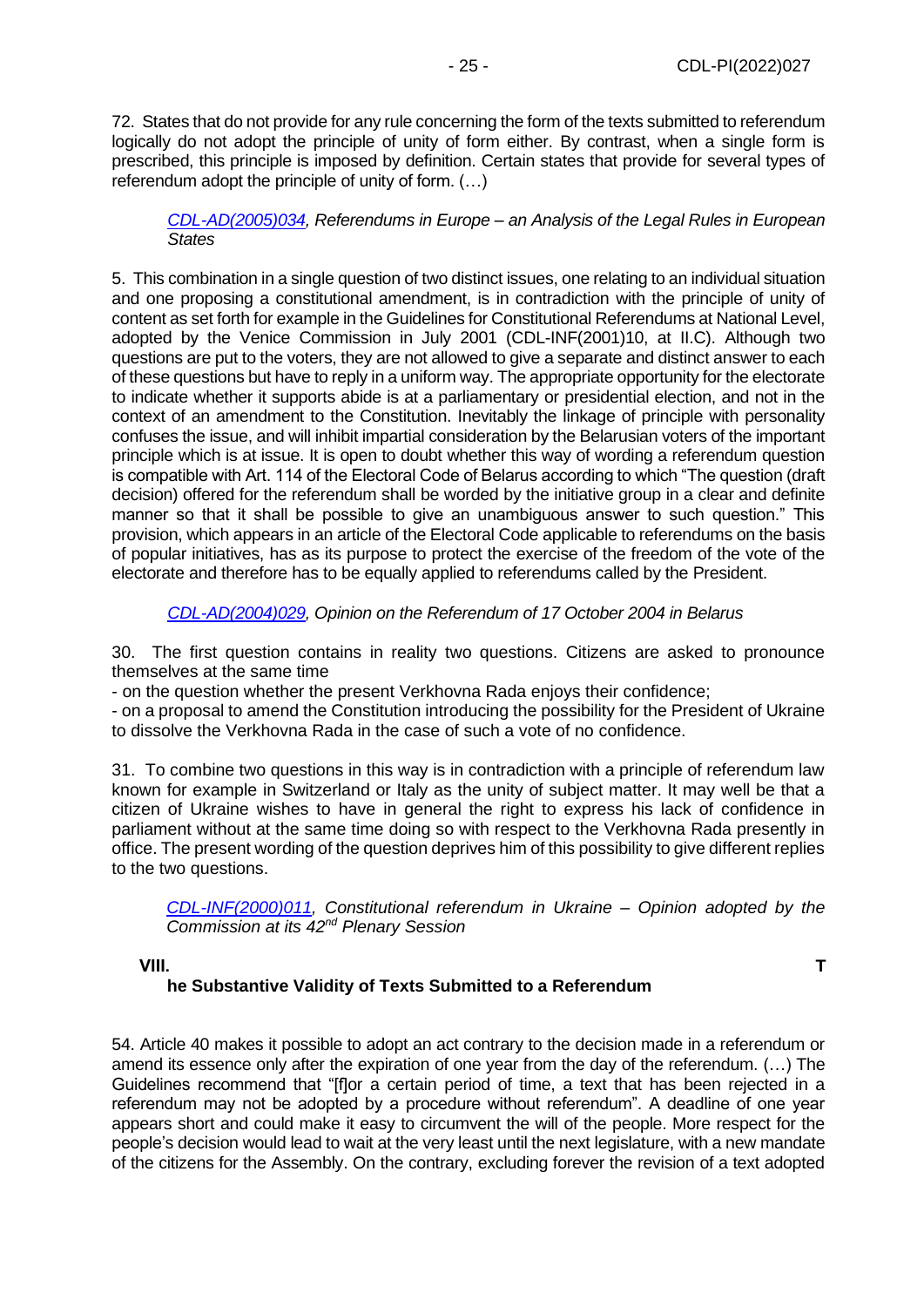72. States that do not provide for any rule concerning the form of the texts submitted to referendum logically do not adopt the principle of unity of form either. By contrast, when a single form is prescribed, this principle is imposed by definition. Certain states that provide for several types of referendum adopt the principle of unity of form. (…)

> *CDL-AD(2005)034, Referendums in Europe – an Analysis of the Legal Rules in European States*

5. This combination in a single question of two distinct issues, one relating to an individual situation and one proposing a constitutional amendment, is in contradiction with the principle of unity of content as set forth for example in the Guidelines for Constitutional Referendums at National Level, adopted by the Venice Commission in July 2001 (CDL-INF(2001)10, at II.C). Although two questions are put to the voters, they are not allowed to give a separate and distinct answer to each of these questions but have to reply in a uniform way. The appropriate opportunity for the electorate to indicate whether it supports abide is at a parliamentary or presidential election, and not in the context of an amendment to the Constitution. Inevitably the linkage of principle with personality confuses the issue, and will inhibit impartial consideration by the Belarusian voters of the important principle which is at issue. It is open to doubt whether this way of wording a referendum question is compatible with Art. 114 of the Electoral Code of Belarus according to which "The question (draft decision) offered for the referendum shall be worded by the initiative group in a clear and definite manner so that it shall be possible to give an unambiguous answer to such question." This provision, which appears in an article of the Electoral Code applicable to referendums on the basis of popular initiatives, has as its purpose to protect the exercise of the freedom of the vote of the electorate and therefore has to be equally applied to referendums called by the President.

> *CDL-AD(2004)029, Opinion on the Referendum of 17 October 2004 in Belarus*

30. The first question contains in reality two questions. Citizens are asked to pronounce themselves at the same time

- on the question whether the present Verkhovna Rada enjoys their confidence;
- on a proposal to amend the Constitution introducing the possibility for the President of Ukraine to dissolve the Verkhovna Rada in the case of such a vote of no confidence.

31. To combine two questions in this way is in contradiction with a principle of referendum law known for example in Switzerland or Italy as the unity of subject matter. It may well be that a citizen of Ukraine wishes to have in general the right to express his lack of confidence in parliament without at the same time doing so with respect to the Verkhovna Rada presently in office. The present wording of the question deprives him of this possibility to give different replies to the two questions.

> *CDL-INF(2000)011, Constitutional referendum in Ukraine – Opinion adopted by the Commission at its 42nd Plenary Session*

## VIII. The Substantive Validity of Texts Submitted to a Referendum

54. Article 40 makes it possible to adopt an act contrary to the decision made in a referendum or amend its essence only after the expiration of one year from the day of the referendum. (…) The Guidelines recommend that "[f]or a certain period of time, a text that has been rejected in a referendum may not be adopted by a procedure without referendum". A deadline of one year appears short and could make it easy to circumvent the will of the people. More respect for the people's decision would lead to wait at the very least until the next legislature, with a new mandate of the citizens for the Assembly. On the contrary, excluding forever the revision of a text adopted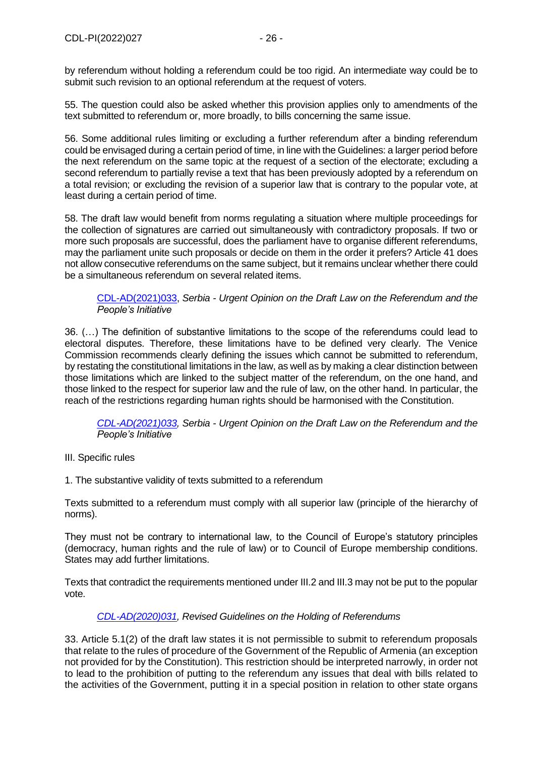by referendum without holding a referendum could be too rigid. An intermediate way could be to submit such revision to an optional referendum at the request of voters.

55. The question could also be asked whether this provision applies only to amendments of the text submitted to referendum or, more broadly, to bills concerning the same issue.

56. Some additional rules limiting or excluding a further referendum after a binding referendum could be envisaged during a certain period of time, in line with the Guidelines: a larger period before the next referendum on the same topic at the request of a section of the electorate; excluding a second referendum to partially revise a text that has been previously adopted by a referendum on a total revision; or excluding the revision of a superior law that is contrary to the popular vote, at least during a certain period of time.

58. The draft law would benefit from norms regulating a situation where multiple proceedings for the collection of signatures are carried out simultaneously with contradictory proposals. If two or more such proposals are successful, does the parliament have to organise different referendums, may the parliament unite such proposals or decide on them in the order it prefers? Article 41 does not allow consecutive referendums on the same subject, but it remains unclear whether there could be a simultaneous referendum on several related items.

> CDL-AD(2021)033, *Serbia - Urgent Opinion on the Draft Law on the Referendum and the People's Initiative*

36. (…) The definition of substantive limitations to the scope of the referendums could lead to electoral disputes. Therefore, these limitations have to be defined very clearly. The Venice Commission recommends clearly defining the issues which cannot be submitted to referendum, by restating the constitutional limitations in the law, as well as by making a clear distinction between those limitations which are linked to the subject matter of the referendum, on the one hand, and those linked to the respect for superior law and the rule of law, on the other hand. In particular, the reach of the restrictions regarding human rights should be harmonised with the Constitution.

> *CDL-AD(2021)033, Serbia - Urgent Opinion on the Draft Law on the Referendum and the People's Initiative*

III. Specific rules

1. The substantive validity of texts submitted to a referendum

Texts submitted to a referendum must comply with all superior law (principle of the hierarchy of norms).

They must not be contrary to international law, to the Council of Europe's statutory principles (democracy, human rights and the rule of law) or to Council of Europe membership conditions. States may add further limitations.

Texts that contradict the requirements mentioned under III.2 and III.3 may not be put to the popular vote.

> *CDL-AD(2020)031, Revised Guidelines on the Holding of Referendums*

33. Article 5.1(2) of the draft law states it is not permissible to submit to referendum proposals that relate to the rules of procedure of the Government of the Republic of Armenia (an exception not provided for by the Constitution). This restriction should be interpreted narrowly, in order not to lead to the prohibition of putting to the referendum any issues that deal with bills related to the activities of the Government, putting it in a special position in relation to other state organs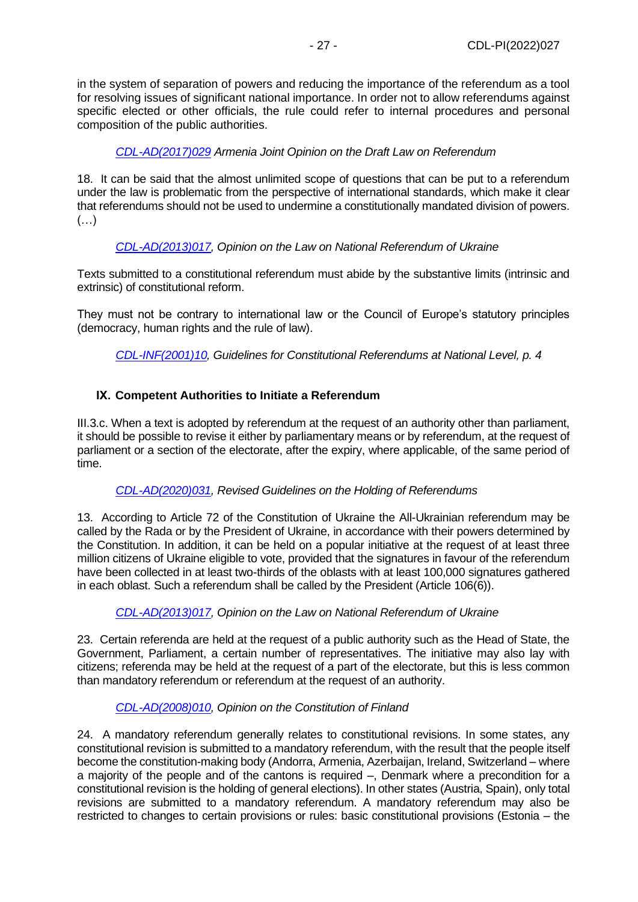in the system of separation of powers and reducing the importance of the referendum as a tool for resolving issues of significant national importance. In order not to allow referendums against specific elected or other officials, the rule could refer to internal procedures and personal composition of the public authorities.

> *CDL-AD(2017)029 Armenia Joint Opinion on the Draft Law on Referendum*

18. It can be said that the almost unlimited scope of questions that can be put to a referendum under the law is problematic from the perspective of international standards, which make it clear that referendums should not be used to undermine a constitutionally mandated division of powers. (…)

> *CDL-AD(2013)017, Opinion on the Law on National Referendum of Ukraine*

Texts submitted to a constitutional referendum must abide by the substantive limits (intrinsic and extrinsic) of constitutional reform.

They must not be contrary to international law or the Council of Europe's statutory principles (democracy, human rights and the rule of law).

> *CDL-INF(2001)10, Guidelines for Constitutional Referendums at National Level, p. 4*

## IX. Competent Authorities to Initiate a Referendum

III.3.c. When a text is adopted by referendum at the request of an authority other than parliament, it should be possible to revise it either by parliamentary means or by referendum, at the request of parliament or a section of the electorate, after the expiry, where applicable, of the same period of time.

> *CDL-AD(2020)031, Revised Guidelines on the Holding of Referendums*

13. According to Article 72 of the Constitution of Ukraine the All-Ukrainian referendum may be called by the Rada or by the President of Ukraine, in accordance with their powers determined by the Constitution. In addition, it can be held on a popular initiative at the request of at least three million citizens of Ukraine eligible to vote, provided that the signatures in favour of the referendum have been collected in at least two-thirds of the oblasts with at least 100,000 signatures gathered in each oblast. Such a referendum shall be called by the President (Article 106(6)).

> *CDL-AD(2013)017, Opinion on the Law on National Referendum of Ukraine*

23. Certain referenda are held at the request of a public authority such as the Head of State, the Government, Parliament, a certain number of representatives. The initiative may also lay with citizens; referenda may be held at the request of a part of the electorate, but this is less common than mandatory referendum or referendum at the request of an authority.

> *CDL-AD(2008)010, Opinion on the Constitution of Finland*

24. A mandatory referendum generally relates to constitutional revisions. In some states, any constitutional revision is submitted to a mandatory referendum, with the result that the people itself become the constitution-making body (Andorra, Armenia, Azerbaijan, Ireland, Switzerland – where a majority of the people and of the cantons is required –, Denmark where a precondition for a constitutional revision is the holding of general elections). In other states (Austria, Spain), only total revisions are submitted to a mandatory referendum. A mandatory referendum may also be restricted to changes to certain provisions or rules: basic constitutional provisions (Estonia – the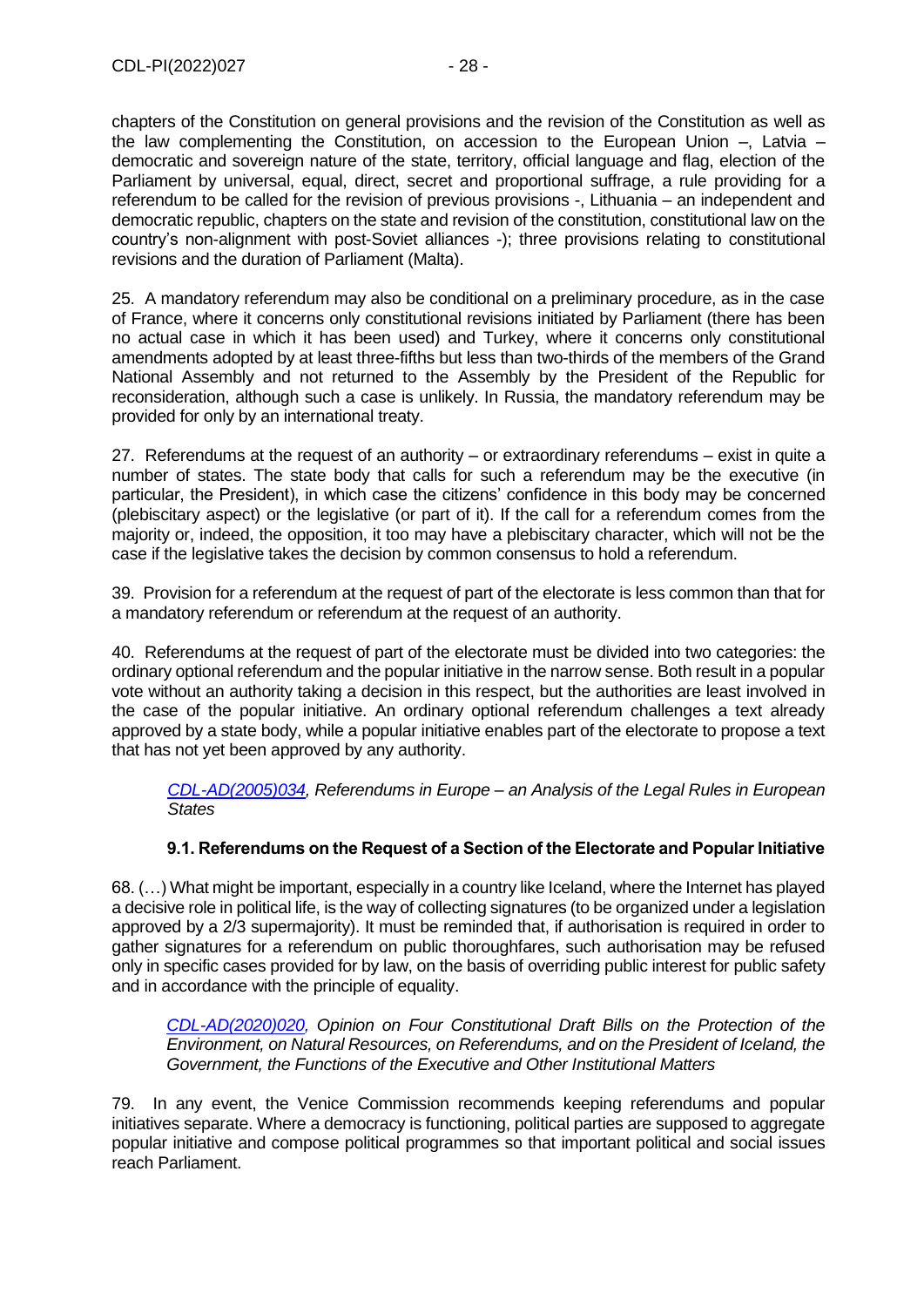chapters of the Constitution on general provisions and the revision of the Constitution as well as the law complementing the Constitution, on accession to the European Union –, Latvia – democratic and sovereign nature of the state, territory, official language and flag, election of the Parliament by universal, equal, direct, secret and proportional suffrage, a rule providing for a referendum to be called for the revision of previous provisions -, Lithuania – an independent and democratic republic, chapters on the state and revision of the constitution, constitutional law on the country's non-alignment with post-Soviet alliances -); three provisions relating to constitutional revisions and the duration of Parliament (Malta).

25. A mandatory referendum may also be conditional on a preliminary procedure, as in the case of France, where it concerns only constitutional revisions initiated by Parliament (there has been no actual case in which it has been used) and Turkey, where it concerns only constitutional amendments adopted by at least three-fifths but less than two-thirds of the members of the Grand National Assembly and not returned to the Assembly by the President of the Republic for reconsideration, although such a case is unlikely. In Russia, the mandatory referendum may be provided for only by an international treaty.

27. Referendums at the request of an authority – or extraordinary referendums – exist in quite a number of states. The state body that calls for such a referendum may be the executive (in particular, the President), in which case the citizens' confidence in this body may be concerned (plebiscitary aspect) or the legislative (or part of it). If the call for a referendum comes from the majority or, indeed, the opposition, it too may have a plebiscitary character, which will not be the case if the legislative takes the decision by common consensus to hold a referendum.

39. Provision for a referendum at the request of part of the electorate is less common than that for a mandatory referendum or referendum at the request of an authority.

40. Referendums at the request of part of the electorate must be divided into two categories: the ordinary optional referendum and the popular initiative in the narrow sense. Both result in a popular vote without an authority taking a decision in this respect, but the authorities are least involved in the case of the popular initiative. An ordinary optional referendum challenges a text already approved by a state body, while a popular initiative enables part of the electorate to propose a text that has not yet been approved by any authority.

> *CDL-AD(2005)034, Referendums in Europe – an Analysis of the Legal Rules in European States*

### 9.1. Referendums on the Request of a Section of the Electorate and Popular Initiative

68. (…) What might be important, especially in a country like Iceland, where the Internet has played a decisive role in political life, is the way of collecting signatures (to be organized under a legislation approved by a 2/3 supermajority). It must be reminded that, if authorisation is required in order to gather signatures for a referendum on public thoroughfares, such authorisation may be refused only in specific cases provided for by law, on the basis of overriding public interest for public safety and in accordance with the principle of equality.

> *CDL-AD(2020)020, Opinion on Four Constitutional Draft Bills on the Protection of the Environment, on Natural Resources, on Referendums, and on the President of Iceland, the Government, the Functions of the Executive and Other Institutional Matters*

79. In any event, the Venice Commission recommends keeping referendums and popular initiatives separate. Where a democracy is functioning, political parties are supposed to aggregate popular initiative and compose political programmes so that important political and social issues reach Parliament.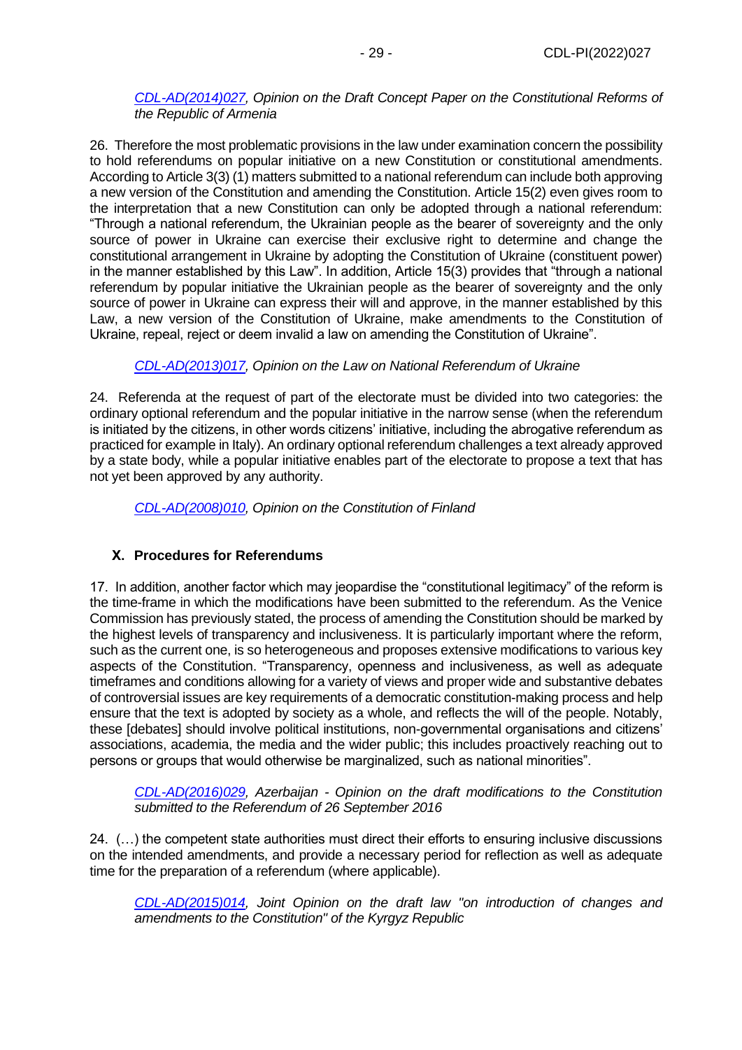*[CDL-AD(2014)027](#), Opinion on the Draft Concept Paper on the Constitutional Reforms of the Republic of Armenia*

26. Therefore the most problematic provisions in the law under examination concern the possibility to hold referendums on popular initiative on a new Constitution or constitutional amendments. According to Article 3(3) (1) matters submitted to a national referendum can include both approving a new version of the Constitution and amending the Constitution. Article 15(2) even gives room to the interpretation that a new Constitution can only be adopted through a national referendum: "Through a national referendum, the Ukrainian people as the bearer of sovereignty and the only source of power in Ukraine can exercise their exclusive right to determine and change the constitutional arrangement in Ukraine by adopting the Constitution of Ukraine (constituent power) in the manner established by this Law". In addition, Article 15(3) provides that "through a national referendum by popular initiative the Ukrainian people as the bearer of sovereignty and the only source of power in Ukraine can express their will and approve, in the manner established by this Law, a new version of the Constitution of Ukraine, make amendments to the Constitution of Ukraine, repeal, reject or deem invalid a law on amending the Constitution of Ukraine".

*[CDL-AD(2013)017](#), Opinion on the Law on National Referendum of Ukraine*

24. Referenda at the request of part of the electorate must be divided into two categories: the ordinary optional referendum and the popular initiative in the narrow sense (when the referendum is initiated by the citizens, in other words citizens' initiative, including the abrogative referendum as practiced for example in Italy). An ordinary optional referendum challenges a text already approved by a state body, while a popular initiative enables part of the electorate to propose a text that has not yet been approved by any authority.

*[CDL-AD(2008)010](#), Opinion on the Constitution of Finland*

## X. Procedures for Referendums

17. In addition, another factor which may jeopardise the "constitutional legitimacy" of the reform is the time-frame in which the modifications have been submitted to the referendum. As the Venice Commission has previously stated, the process of amending the Constitution should be marked by the highest levels of transparency and inclusiveness. It is particularly important where the reform, such as the current one, is so heterogeneous and proposes extensive modifications to various key aspects of the Constitution. "Transparency, openness and inclusiveness, as well as adequate timeframes and conditions allowing for a variety of views and proper wide and substantive debates of controversial issues are key requirements of a democratic constitution-making process and help ensure that the text is adopted by society as a whole, and reflects the will of the people. Notably, these [debates] should involve political institutions, non-governmental organisations and citizens' associations, academia, the media and the wider public; this includes proactively reaching out to persons or groups that would otherwise be marginalized, such as national minorities".

*[CDL-AD(2016)029](#), Azerbaijan - Opinion on the draft modifications to the Constitution submitted to the Referendum of 26 September 2016*

24. (…) the competent state authorities must direct their efforts to ensuring inclusive discussions on the intended amendments, and provide a necessary period for reflection as well as adequate time for the preparation of a referendum (where applicable).

*[CDL-AD(2015)014](#), Joint Opinion on the draft law "on introduction of changes and amendments to the Constitution" of the Kyrgyz Republic*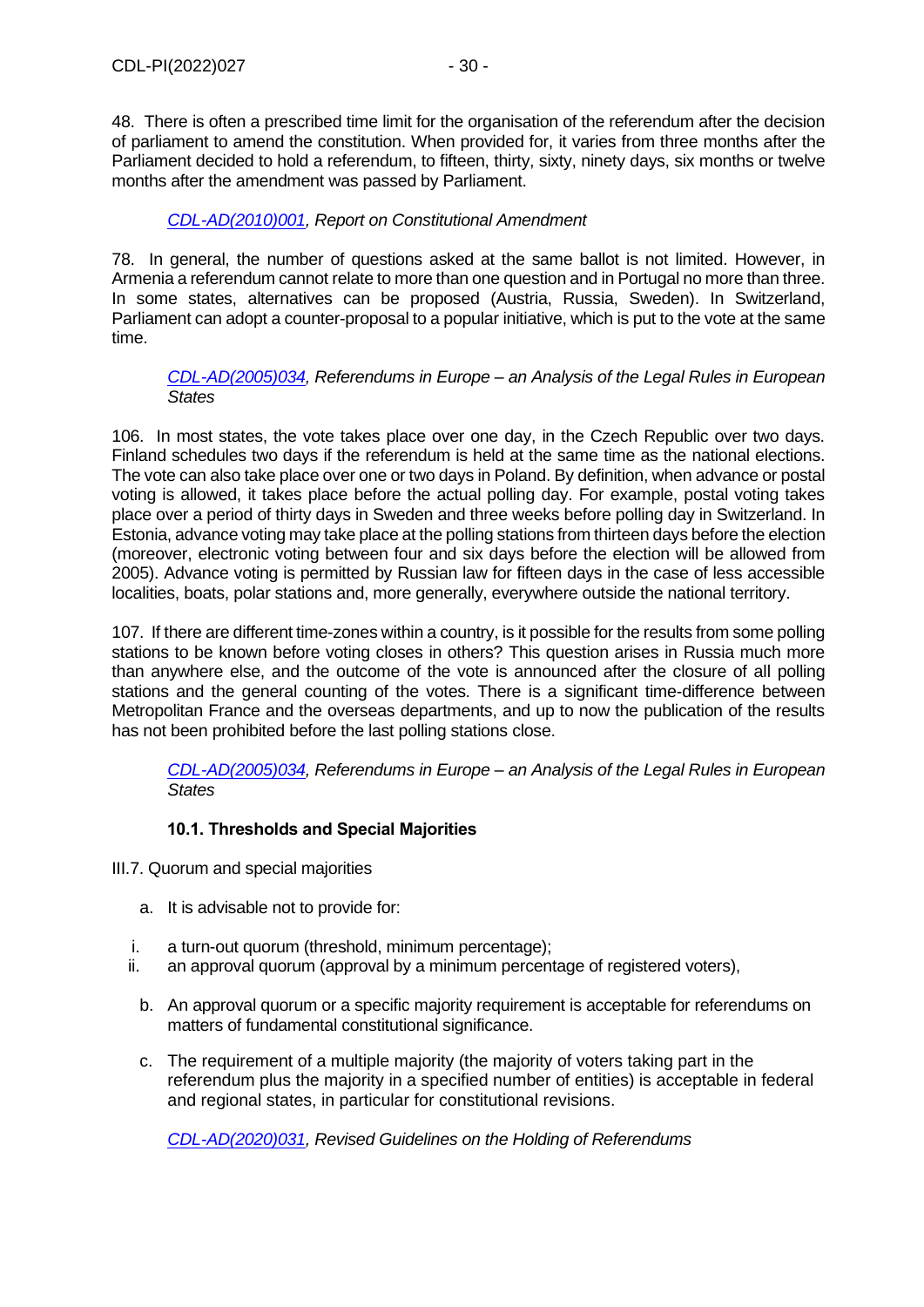48. There is often a prescribed time limit for the organisation of the referendum after the decision of parliament to amend the constitution. When provided for, it varies from three months after the Parliament decided to hold a referendum, to fifteen, thirty, sixty, ninety days, six months or twelve months after the amendment was passed by Parliament.

> *[CDL-AD(2010)001](CDL-AD(2010)001), Report on Constitutional Amendment*

78. In general, the number of questions asked at the same ballot is not limited. However, in Armenia a referendum cannot relate to more than one question and in Portugal no more than three. In some states, alternatives can be proposed (Austria, Russia, Sweden). In Switzerland, Parliament can adopt a counter-proposal to a popular initiative, which is put to the vote at the same time.

> *[CDL-AD(2005)034](CDL-AD(2005)034), Referendums in Europe – an Analysis of the Legal Rules in European States*

106. In most states, the vote takes place over one day, in the Czech Republic over two days. Finland schedules two days if the referendum is held at the same time as the national elections. The vote can also take place over one or two days in Poland. By definition, when advance or postal voting is allowed, it takes place before the actual polling day. For example, postal voting takes place over a period of thirty days in Sweden and three weeks before polling day in Switzerland. In Estonia, advance voting may take place at the polling stations from thirteen days before the election (moreover, electronic voting between four and six days before the election will be allowed from 2005). Advance voting is permitted by Russian law for fifteen days in the case of less accessible localities, boats, polar stations and, more generally, everywhere outside the national territory.

107. If there are different time-zones within a country, is it possible for the results from some polling stations to be known before voting closes in others? This question arises in Russia much more than anywhere else, and the outcome of the vote is announced after the closure of all polling stations and the general counting of the votes. There is a significant time-difference between Metropolitan France and the overseas departments, and up to now the publication of the results has not been prohibited before the last polling stations close.

> *[CDL-AD(2005)034](CDL-AD(2005)034), Referendums in Europe – an Analysis of the Legal Rules in European States*

### 10.1. Thresholds and Special Majorities

III.7. Quorum and special majorities

a. It is advisable not to provide for:

   i. a turn-out quorum (threshold, minimum percentage);
   ii. an approval quorum (approval by a minimum percentage of registered voters),

b. An approval quorum or a specific majority requirement is acceptable for referendums on matters of fundamental constitutional significance.

c. The requirement of a multiple majority (the majority of voters taking part in the referendum plus the majority in a specified number of entities) is acceptable in federal and regional states, in particular for constitutional revisions.

> *[CDL-AD(2020)031](CDL-AD(2020)031), Revised Guidelines on the Holding of Referendums*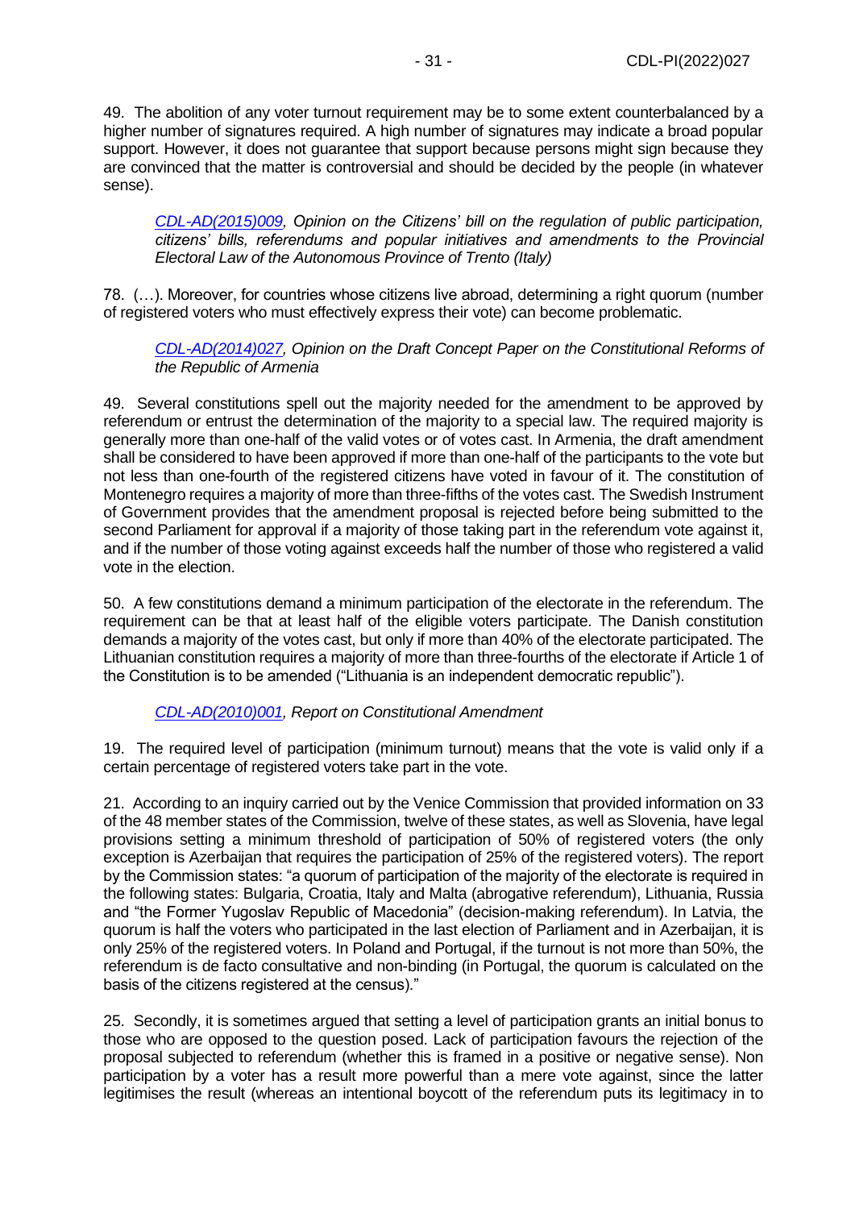49. The abolition of any voter turnout requirement may be to some extent counterbalanced by a higher number of signatures required. A high number of signatures may indicate a broad popular support. However, it does not guarantee that support because persons might sign because they are convinced that the matter is controversial and should be decided by the people (in whatever sense).

> *[CDL-AD(2015)009](), Opinion on the Citizens' bill on the regulation of public participation, citizens' bills, referendums and popular initiatives and amendments to the Provincial Electoral Law of the Autonomous Province of Trento (Italy)*

78. (…). Moreover, for countries whose citizens live abroad, determining a right quorum (number of registered voters who must effectively express their vote) can become problematic.

> *[CDL-AD(2014)027](), Opinion on the Draft Concept Paper on the Constitutional Reforms of the Republic of Armenia*

49. Several constitutions spell out the majority needed for the amendment to be approved by referendum or entrust the determination of the majority to a special law. The required majority is generally more than one-half of the valid votes or of votes cast. In Armenia, the draft amendment shall be considered to have been approved if more than one-half of the participants to the vote but not less than one-fourth of the registered citizens have voted in favour of it. The constitution of Montenegro requires a majority of more than three-fifths of the votes cast. The Swedish Instrument of Government provides that the amendment proposal is rejected before being submitted to the second Parliament for approval if a majority of those taking part in the referendum vote against it, and if the number of those voting against exceeds half the number of those who registered a valid vote in the election.

50. A few constitutions demand a minimum participation of the electorate in the referendum. The requirement can be that at least half of the eligible voters participate. The Danish constitution demands a majority of the votes cast, but only if more than 40% of the electorate participated. The Lithuanian constitution requires a majority of more than three-fourths of the electorate if Article 1 of the Constitution is to be amended ("Lithuania is an independent democratic republic").

> *[CDL-AD(2010)001](), Report on Constitutional Amendment*

19. The required level of participation (minimum turnout) means that the vote is valid only if a certain percentage of registered voters take part in the vote.

21. According to an inquiry carried out by the Venice Commission that provided information on 33 of the 48 member states of the Commission, twelve of these states, as well as Slovenia, have legal provisions setting a minimum threshold of participation of 50% of registered voters (the only exception is Azerbaijan that requires the participation of 25% of the registered voters). The report by the Commission states: "a quorum of participation of the majority of the electorate is required in the following states: Bulgaria, Croatia, Italy and Malta (abrogative referendum), Lithuania, Russia and "the Former Yugoslav Republic of Macedonia" (decision-making referendum). In Latvia, the quorum is half the voters who participated in the last election of Parliament and in Azerbaijan, it is only 25% of the registered voters. In Poland and Portugal, if the turnout is not more than 50%, the referendum is de facto consultative and non-binding (in Portugal, the quorum is calculated on the basis of the citizens registered at the census)."

25. Secondly, it is sometimes argued that setting a level of participation grants an initial bonus to those who are opposed to the question posed. Lack of participation favours the rejection of the proposal subjected to referendum (whether this is framed in a positive or negative sense). Non participation by a voter has a result more powerful than a mere vote against, since the latter legitimises the result (whereas an intentional boycott of the referendum puts its legitimacy in to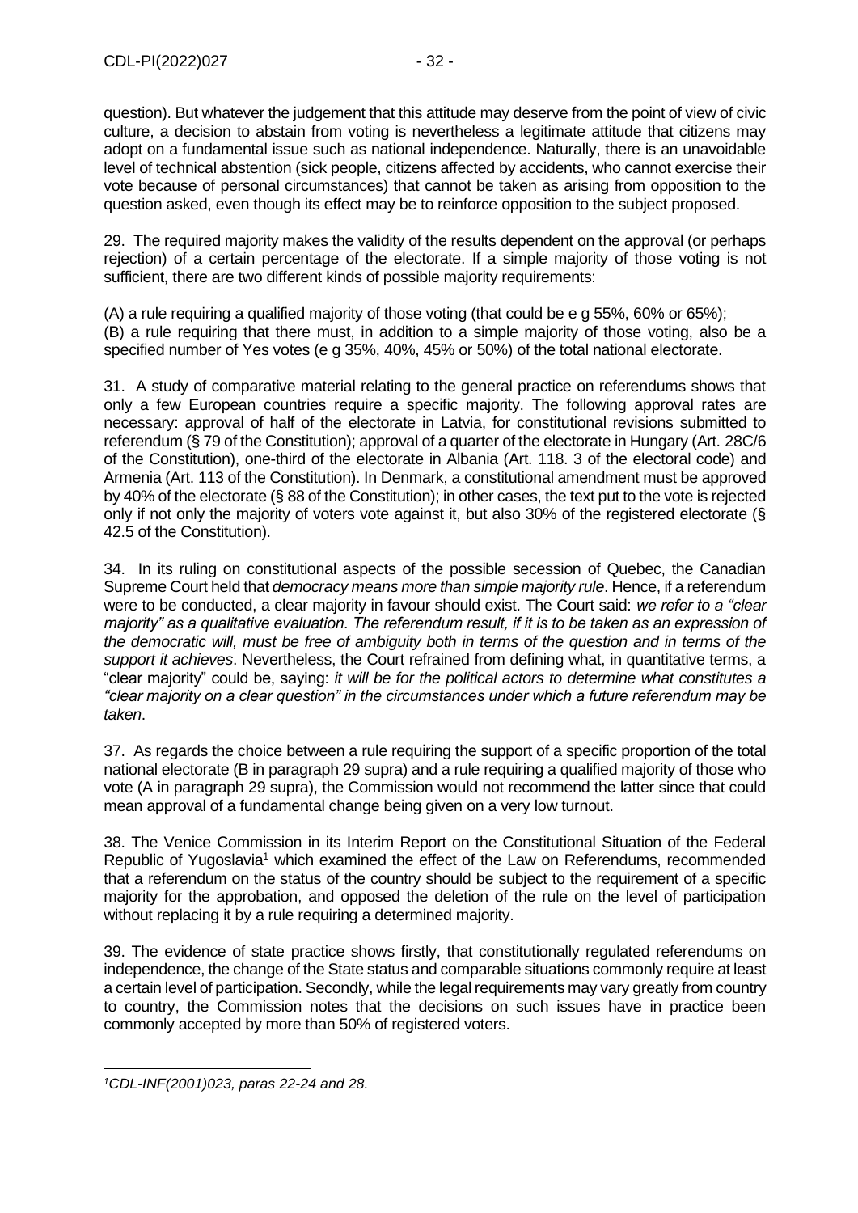question). But whatever the judgement that this attitude may deserve from the point of view of civic culture, a decision to abstain from voting is nevertheless a legitimate attitude that citizens may adopt on a fundamental issue such as national independence. Naturally, there is an unavoidable level of technical abstention (sick people, citizens affected by accidents, who cannot exercise their vote because of personal circumstances) that cannot be taken as arising from opposition to the question asked, even though its effect may be to reinforce opposition to the subject proposed.

29. The required majority makes the validity of the results dependent on the approval (or perhaps rejection) of a certain percentage of the electorate. If a simple majority of those voting is not sufficient, there are two different kinds of possible majority requirements:

(A) a rule requiring a qualified majority of those voting (that could be e g 55%, 60% or 65%);
(B) a rule requiring that there must, in addition to a simple majority of those voting, also be a specified number of Yes votes (e g 35%, 40%, 45% or 50%) of the total national electorate.

31. A study of comparative material relating to the general practice on referendums shows that only a few European countries require a specific majority. The following approval rates are necessary: approval of half of the electorate in Latvia, for constitutional revisions submitted to referendum (§ 79 of the Constitution); approval of a quarter of the electorate in Hungary (Art. 28C/6 of the Constitution), one-third of the electorate in Albania (Art. 118. 3 of the electoral code) and Armenia (Art. 113 of the Constitution). In Denmark, a constitutional amendment must be approved by 40% of the electorate (§ 88 of the Constitution); in other cases, the text put to the vote is rejected only if not only the majority of voters vote against it, but also 30% of the registered electorate (§ 42.5 of the Constitution).

34. In its ruling on constitutional aspects of the possible secession of Quebec, the Canadian Supreme Court held that *democracy means more than simple majority rule*. Hence, if a referendum were to be conducted, a clear majority in favour should exist. The Court said: *we refer to a "clear majority" as a qualitative evaluation. The referendum result, if it is to be taken as an expression of the democratic will, must be free of ambiguity both in terms of the question and in terms of the support it achieves*. Nevertheless, the Court refrained from defining what, in quantitative terms, a "clear majority" could be, saying: *it will be for the political actors to determine what constitutes a "clear majority on a clear question" in the circumstances under which a future referendum may be taken*.

37. As regards the choice between a rule requiring the support of a specific proportion of the total national electorate (B in paragraph 29 supra) and a rule requiring a qualified majority of those who vote (A in paragraph 29 supra), the Commission would not recommend the latter since that could mean approval of a fundamental change being given on a very low turnout.

38. The Venice Commission in its Interim Report on the Constitutional Situation of the Federal Republic of Yugoslavia[1] which examined the effect of the Law on Referendums, recommended that a referendum on the status of the country should be subject to the requirement of a specific majority for the approbation, and opposed the deletion of the rule on the level of participation without replacing it by a rule requiring a determined majority.

39. The evidence of state practice shows firstly, that constitutionally regulated referendums on independence, the change of the State status and comparable situations commonly require at least a certain level of participation. Secondly, while the legal requirements may vary greatly from country to country, the Commission notes that the decisions on such issues have in practice been commonly accepted by more than 50% of registered voters.

---

[1] *CDL-INF(2001)023, paras 22-24 and 28.*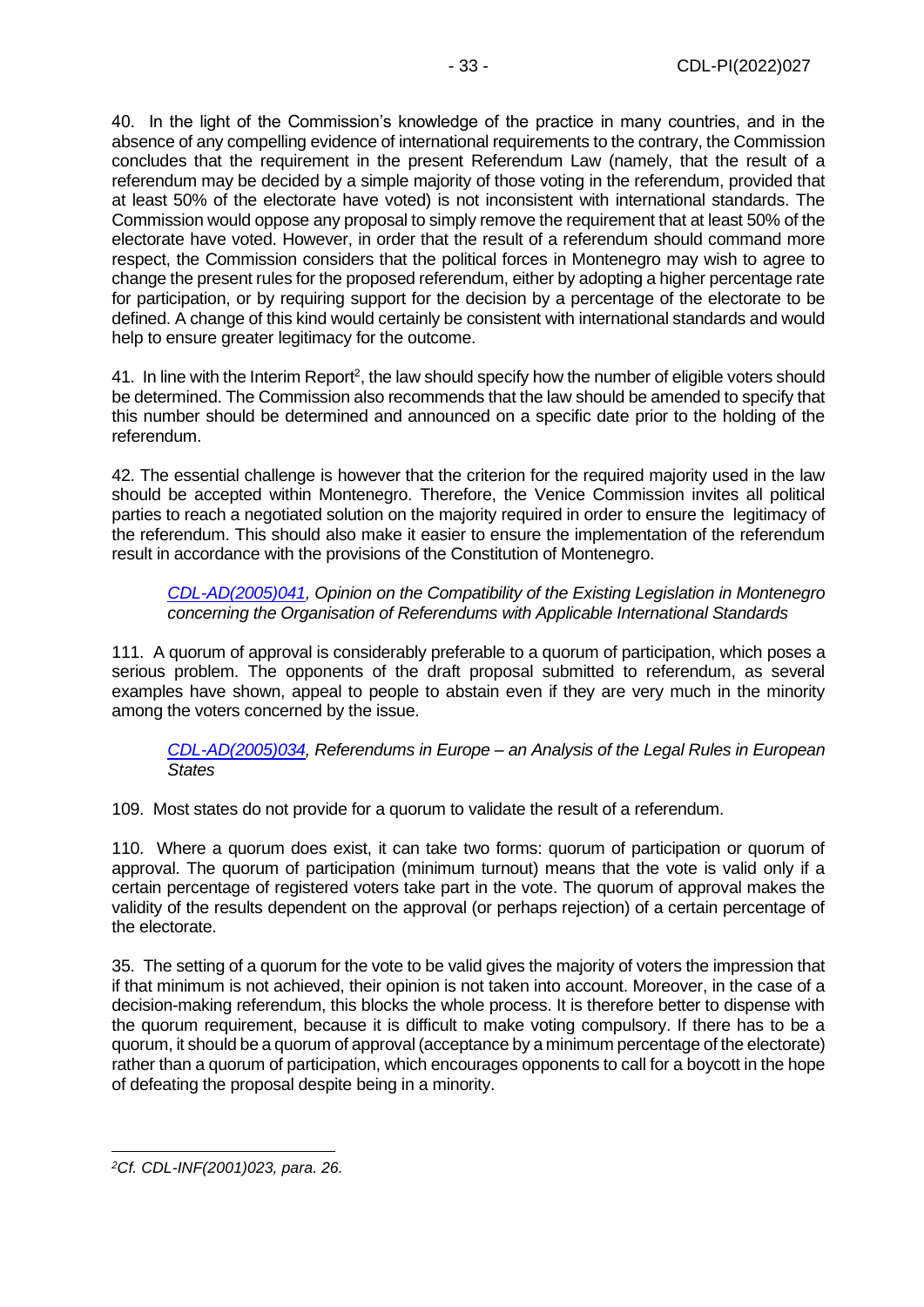40. In the light of the Commission's knowledge of the practice in many countries, and in the absence of any compelling evidence of international requirements to the contrary, the Commission concludes that the requirement in the present Referendum Law (namely, that the result of a referendum may be decided by a simple majority of those voting in the referendum, provided that at least 50% of the electorate have voted) is not inconsistent with international standards. The Commission would oppose any proposal to simply remove the requirement that at least 50% of the electorate have voted. However, in order that the result of a referendum should command more respect, the Commission considers that the political forces in Montenegro may wish to agree to change the present rules for the proposed referendum, either by adopting a higher percentage rate for participation, or by requiring support for the decision by a percentage of the electorate to be defined. A change of this kind would certainly be consistent with international standards and would help to ensure greater legitimacy for the outcome.

41. In line with the Interim Report[2], the law should specify how the number of eligible voters should be determined. The Commission also recommends that the law should be amended to specify that this number should be determined and announced on a specific date prior to the holding of the referendum.

42. The essential challenge is however that the criterion for the required majority used in the law should be accepted within Montenegro. Therefore, the Venice Commission invites all political parties to reach a negotiated solution on the majority required in order to ensure the legitimacy of the referendum. This should also make it easier to ensure the implementation of the referendum result in accordance with the provisions of the Constitution of Montenegro.

> *CDL-AD(2005)041, Opinion on the Compatibility of the Existing Legislation in Montenegro concerning the Organisation of Referendums with Applicable International Standards*

111. A quorum of approval is considerably preferable to a quorum of participation, which poses a serious problem. The opponents of the draft proposal submitted to referendum, as several examples have shown, appeal to people to abstain even if they are very much in the minority among the voters concerned by the issue.

> *CDL-AD(2005)034, Referendums in Europe – an Analysis of the Legal Rules in European States*

109. Most states do not provide for a quorum to validate the result of a referendum.

110. Where a quorum does exist, it can take two forms: quorum of participation or quorum of approval. The quorum of participation (minimum turnout) means that the vote is valid only if a certain percentage of registered voters take part in the vote. The quorum of approval makes the validity of the results dependent on the approval (or perhaps rejection) of a certain percentage of the electorate.

35. The setting of a quorum for the vote to be valid gives the majority of voters the impression that if that minimum is not achieved, their opinion is not taken into account. Moreover, in the case of a decision-making referendum, this blocks the whole process. It is therefore better to dispense with the quorum requirement, because it is difficult to make voting compulsory. If there has to be a quorum, it should be a quorum of approval (acceptance by a minimum percentage of the electorate) rather than a quorum of participation, which encourages opponents to call for a boycott in the hope of defeating the proposal despite being in a minority.

---

[2] *Cf. CDL-INF(2001)023, para. 26.*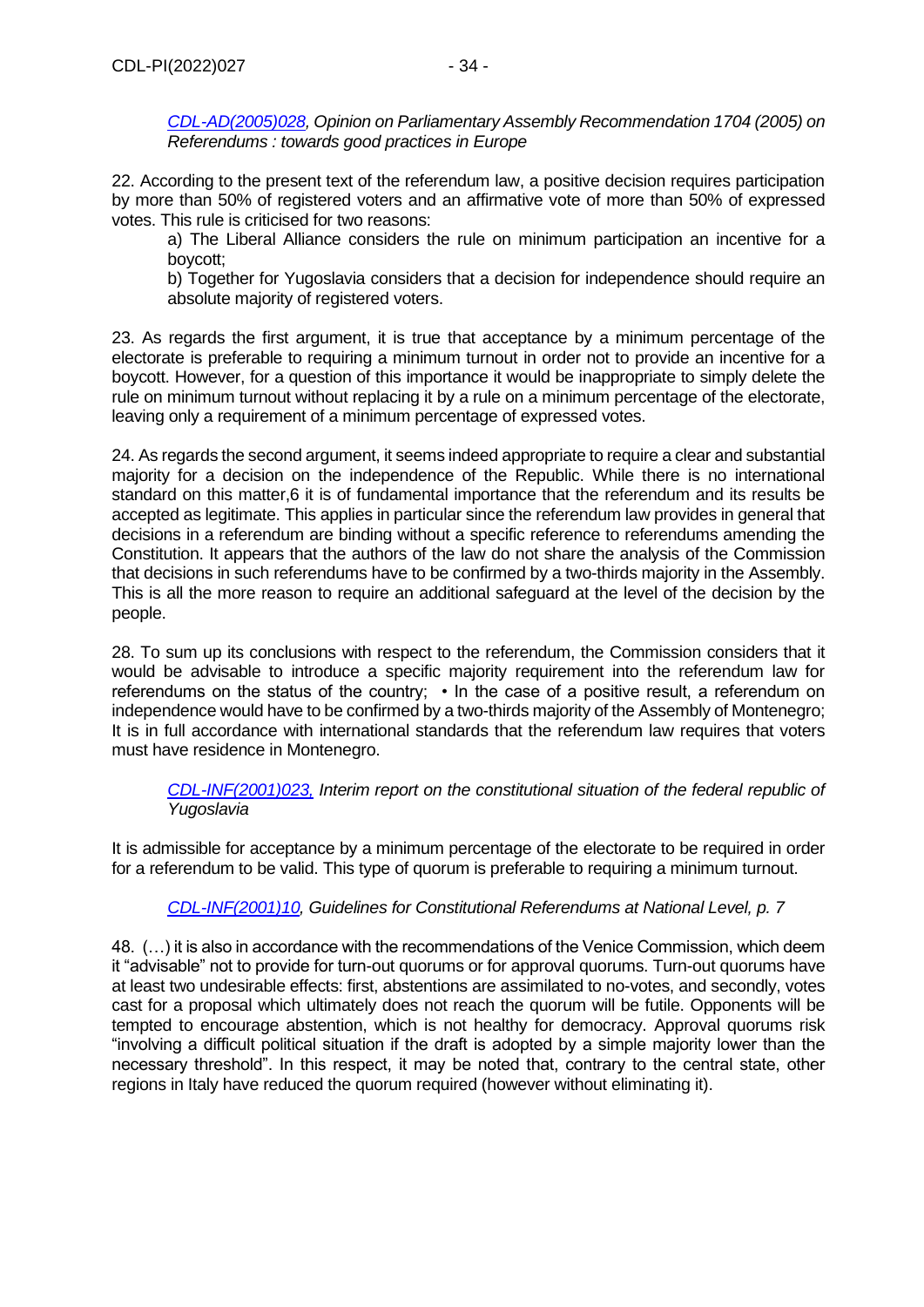*[CDL-AD(2005)028](), Opinion on Parliamentary Assembly Recommendation 1704 (2005) on Referendums : towards good practices in Europe*

22. According to the present text of the referendum law, a positive decision requires participation by more than 50% of registered voters and an affirmative vote of more than 50% of expressed votes. This rule is criticised for two reasons:

a) The Liberal Alliance considers the rule on minimum participation an incentive for a boycott;

b) Together for Yugoslavia considers that a decision for independence should require an absolute majority of registered voters.

23. As regards the first argument, it is true that acceptance by a minimum percentage of the electorate is preferable to requiring a minimum turnout in order not to provide an incentive for a boycott. However, for a question of this importance it would be inappropriate to simply delete the rule on minimum turnout without replacing it by a rule on a minimum percentage of the electorate, leaving only a requirement of a minimum percentage of expressed votes.

24. As regards the second argument, it seems indeed appropriate to require a clear and substantial majority for a decision on the independence of the Republic. While there is no international standard on this matter,6 it is of fundamental importance that the referendum and its results be accepted as legitimate. This applies in particular since the referendum law provides in general that decisions in a referendum are binding without a specific reference to referendums amending the Constitution. It appears that the authors of the law do not share the analysis of the Commission that decisions in such referendums have to be confirmed by a two-thirds majority in the Assembly. This is all the more reason to require an additional safeguard at the level of the decision by the people.

28. To sum up its conclusions with respect to the referendum, the Commission considers that it would be advisable to introduce a specific majority requirement into the referendum law for referendums on the status of the country; • In the case of a positive result, a referendum on independence would have to be confirmed by a two-thirds majority of the Assembly of Montenegro; It is in full accordance with international standards that the referendum law requires that voters must have residence in Montenegro.

*[CDL-INF(2001)023,]() Interim report on the constitutional situation of the federal republic of Yugoslavia*

It is admissible for acceptance by a minimum percentage of the electorate to be required in order for a referendum to be valid. This type of quorum is preferable to requiring a minimum turnout.

*[CDL-INF(2001)10](), Guidelines for Constitutional Referendums at National Level, p. 7*

48. (…) it is also in accordance with the recommendations of the Venice Commission, which deem it "advisable" not to provide for turn-out quorums or for approval quorums. Turn-out quorums have at least two undesirable effects: first, abstentions are assimilated to no-votes, and secondly, votes cast for a proposal which ultimately does not reach the quorum will be futile. Opponents will be tempted to encourage abstention, which is not healthy for democracy. Approval quorums risk "involving a difficult political situation if the draft is adopted by a simple majority lower than the necessary threshold". In this respect, it may be noted that, contrary to the central state, other regions in Italy have reduced the quorum required (however without eliminating it).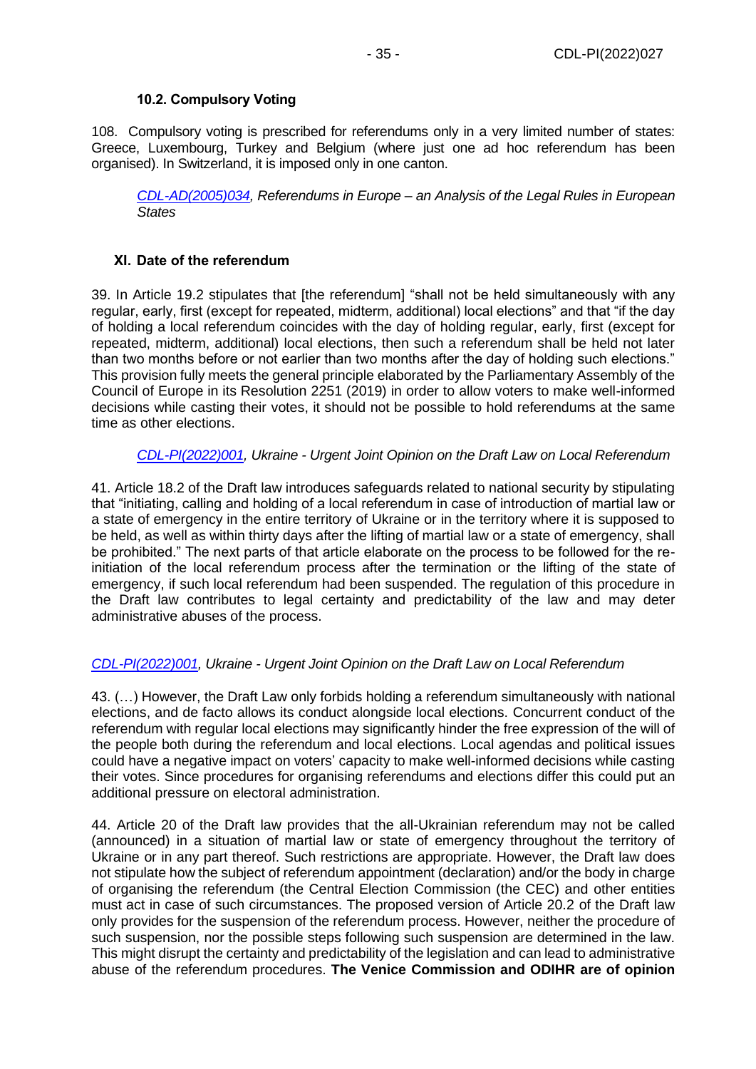### 10.2. Compulsory Voting

108. Compulsory voting is prescribed for referendums only in a very limited number of states: Greece, Luxembourg, Turkey and Belgium (where just one ad hoc referendum has been organised). In Switzerland, it is imposed only in one canton.

> [CDL-AD(2005)034](CDL-AD(2005)034), *Referendums in Europe – an Analysis of the Legal Rules in European States*

## XI. Date of the referendum

39. In Article 19.2 stipulates that [the referendum] "shall not be held simultaneously with any regular, early, first (except for repeated, midterm, additional) local elections" and that "if the day of holding a local referendum coincides with the day of holding regular, early, first (except for repeated, midterm, additional) local elections, then such a referendum shall be held not later than two months before or not earlier than two months after the day of holding such elections." This provision fully meets the general principle elaborated by the Parliamentary Assembly of the Council of Europe in its Resolution 2251 (2019) in order to allow voters to make well-informed decisions while casting their votes, it should not be possible to hold referendums at the same time as other elections.

> [CDL-PI(2022)001](CDL-PI(2022)001), *Ukraine - Urgent Joint Opinion on the Draft Law on Local Referendum*

41. Article 18.2 of the Draft law introduces safeguards related to national security by stipulating that "initiating, calling and holding of a local referendum in case of introduction of martial law or a state of emergency in the entire territory of Ukraine or in the territory where it is supposed to be held, as well as within thirty days after the lifting of martial law or a state of emergency, shall be prohibited." The next parts of that article elaborate on the process to be followed for the re-initiation of the local referendum process after the termination or the lifting of the state of emergency, if such local referendum had been suspended. The regulation of this procedure in the Draft law contributes to legal certainty and predictability of the law and may deter administrative abuses of the process.

[CDL-PI(2022)001](CDL-PI(2022)001), *Ukraine - Urgent Joint Opinion on the Draft Law on Local Referendum*

43. (…) However, the Draft Law only forbids holding a referendum simultaneously with national elections, and de facto allows its conduct alongside local elections. Concurrent conduct of the referendum with regular local elections may significantly hinder the free expression of the will of the people both during the referendum and local elections. Local agendas and political issues could have a negative impact on voters' capacity to make well-informed decisions while casting their votes. Since procedures for organising referendums and elections differ this could put an additional pressure on electoral administration.

44. Article 20 of the Draft law provides that the all-Ukrainian referendum may not be called (announced) in a situation of martial law or state of emergency throughout the territory of Ukraine or in any part thereof. Such restrictions are appropriate. However, the Draft law does not stipulate how the subject of referendum appointment (declaration) and/or the body in charge of organising the referendum (the Central Election Commission (the CEC) and other entities must act in case of such circumstances. The proposed version of Article 20.2 of the Draft law only provides for the suspension of the referendum process. However, neither the procedure of such suspension, nor the possible steps following such suspension are determined in the law. This might disrupt the certainty and predictability of the legislation and can lead to administrative abuse of the referendum procedures. **The Venice Commission and ODIHR are of opinion**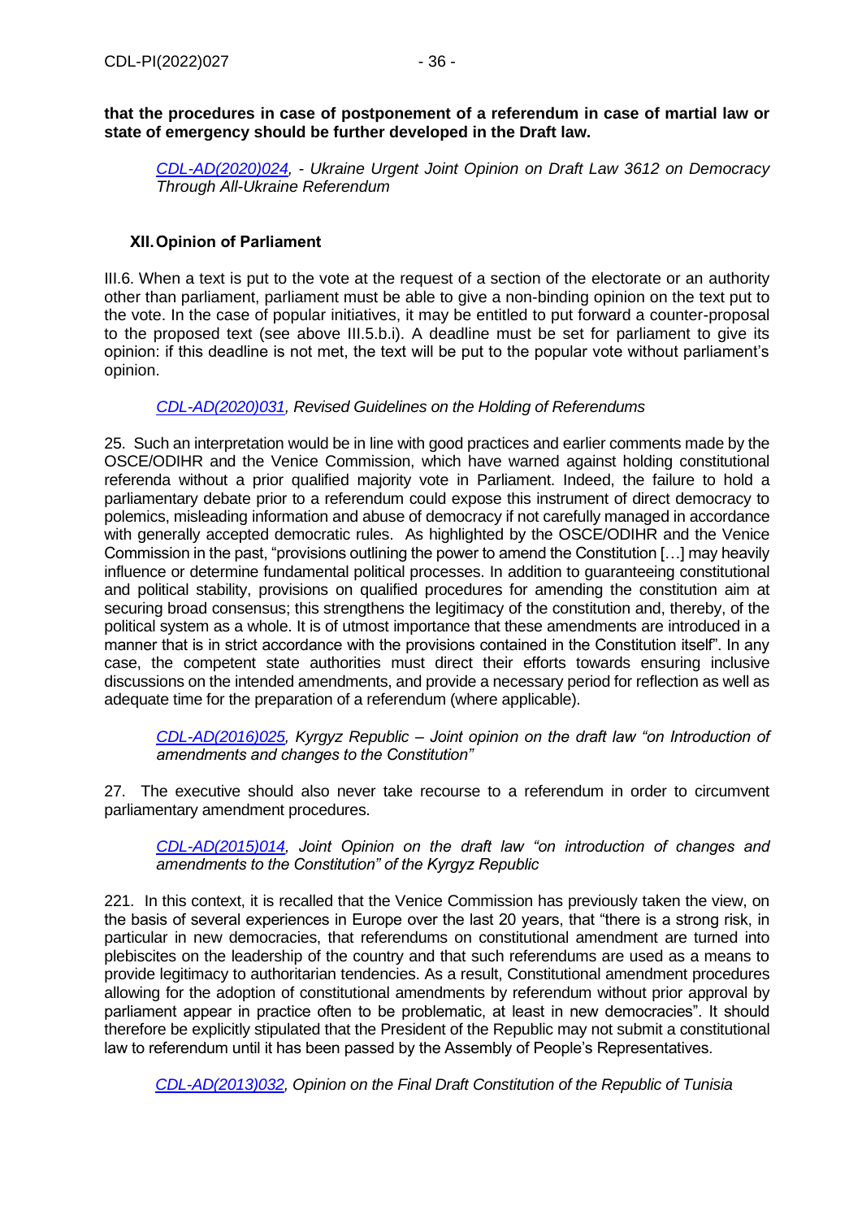**that the procedures in case of postponement of a referendum in case of martial law or state of emergency should be further developed in the Draft law.**

> *CDL-AD(2020)024, - Ukraine Urgent Joint Opinion on Draft Law 3612 on Democracy Through All-Ukraine Referendum*

## XII. Opinion of Parliament

III.6. When a text is put to the vote at the request of a section of the electorate or an authority other than parliament, parliament must be able to give a non-binding opinion on the text put to the vote. In the case of popular initiatives, it may be entitled to put forward a counter-proposal to the proposed text (see above III.5.b.i). A deadline must be set for parliament to give its opinion: if this deadline is not met, the text will be put to the popular vote without parliament's opinion.

> *CDL-AD(2020)031, Revised Guidelines on the Holding of Referendums*

25. Such an interpretation would be in line with good practices and earlier comments made by the OSCE/ODIHR and the Venice Commission, which have warned against holding constitutional referenda without a prior qualified majority vote in Parliament. Indeed, the failure to hold a parliamentary debate prior to a referendum could expose this instrument of direct democracy to polemics, misleading information and abuse of democracy if not carefully managed in accordance with generally accepted democratic rules. As highlighted by the OSCE/ODIHR and the Venice Commission in the past, "provisions outlining the power to amend the Constitution […] may heavily influence or determine fundamental political processes. In addition to guaranteeing constitutional and political stability, provisions on qualified procedures for amending the constitution aim at securing broad consensus; this strengthens the legitimacy of the constitution and, thereby, of the political system as a whole. It is of utmost importance that these amendments are introduced in a manner that is in strict accordance with the provisions contained in the Constitution itself". In any case, the competent state authorities must direct their efforts towards ensuring inclusive discussions on the intended amendments, and provide a necessary period for reflection as well as adequate time for the preparation of a referendum (where applicable).

> *CDL-AD(2016)025, Kyrgyz Republic – Joint opinion on the draft law "on Introduction of amendments and changes to the Constitution"*

27. The executive should also never take recourse to a referendum in order to circumvent parliamentary amendment procedures.

> *CDL-AD(2015)014, Joint Opinion on the draft law "on introduction of changes and amendments to the Constitution" of the Kyrgyz Republic*

221. In this context, it is recalled that the Venice Commission has previously taken the view, on the basis of several experiences in Europe over the last 20 years, that "there is a strong risk, in particular in new democracies, that referendums on constitutional amendment are turned into plebiscites on the leadership of the country and that such referendums are used as a means to provide legitimacy to authoritarian tendencies. As a result, Constitutional amendment procedures allowing for the adoption of constitutional amendments by referendum without prior approval by parliament appear in practice often to be problematic, at least in new democracies". It should therefore be explicitly stipulated that the President of the Republic may not submit a constitutional law to referendum until it has been passed by the Assembly of People's Representatives.

> *CDL-AD(2013)032, Opinion on the Final Draft Constitution of the Republic of Tunisia*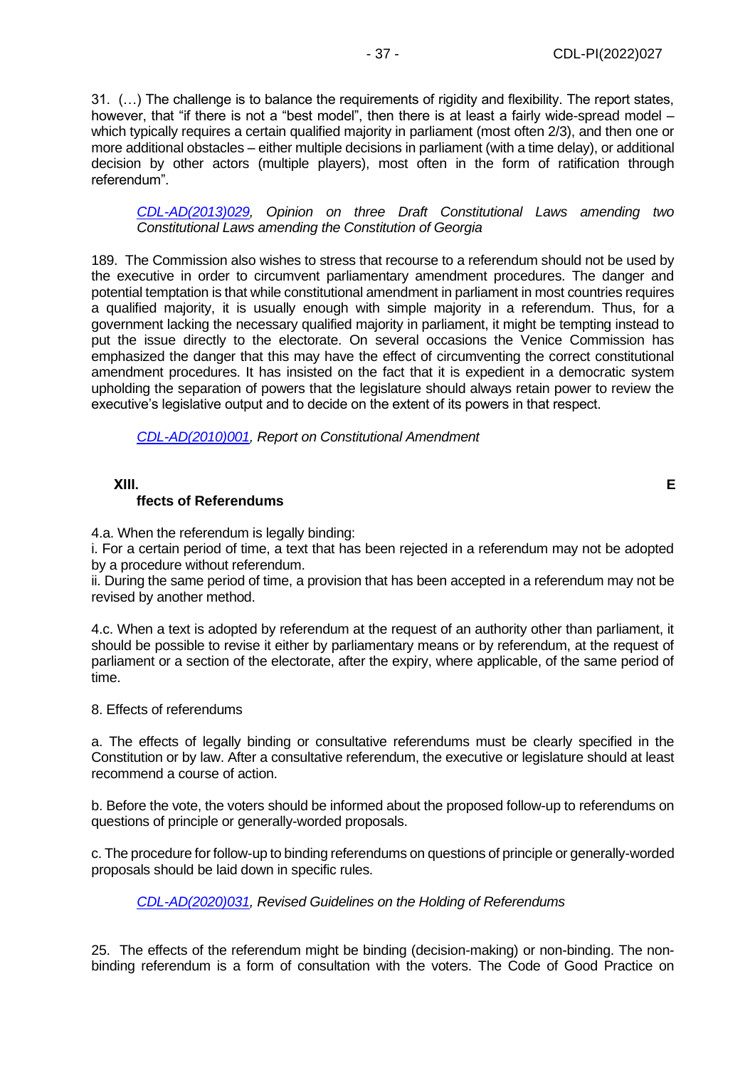31. (…) The challenge is to balance the requirements of rigidity and flexibility. The report states, however, that "if there is not a "best model", then there is at least a fairly wide-spread model – which typically requires a certain qualified majority in parliament (most often 2/3), and then one or more additional obstacles – either multiple decisions in parliament (with a time delay), or additional decision by other actors (multiple players), most often in the form of ratification through referendum".

*CDL-AD(2013)029, Opinion on three Draft Constitutional Laws amending two Constitutional Laws amending the Constitution of Georgia*

189. The Commission also wishes to stress that recourse to a referendum should not be used by the executive in order to circumvent parliamentary amendment procedures. The danger and potential temptation is that while constitutional amendment in parliament in most countries requires a qualified majority, it is usually enough with simple majority in a referendum. Thus, for a government lacking the necessary qualified majority in parliament, it might be tempting instead to put the issue directly to the electorate. On several occasions the Venice Commission has emphasized the danger that this may have the effect of circumventing the correct constitutional amendment procedures. It has insisted on the fact that it is expedient in a democratic system upholding the separation of powers that the legislature should always retain power to review the executive's legislative output and to decide on the extent of its powers in that respect.

*CDL-AD(2010)001, Report on Constitutional Amendment*

## XIII. Effects of Referendums

4.a. When the referendum is legally binding:
i. For a certain period of time, a text that has been rejected in a referendum may not be adopted by a procedure without referendum.
ii. During the same period of time, a provision that has been accepted in a referendum may not be revised by another method.

4.c. When a text is adopted by referendum at the request of an authority other than parliament, it should be possible to revise it either by parliamentary means or by referendum, at the request of parliament or a section of the electorate, after the expiry, where applicable, of the same period of time.

8. Effects of referendums

a. The effects of legally binding or consultative referendums must be clearly specified in the Constitution or by law. After a consultative referendum, the executive or legislature should at least recommend a course of action.

b. Before the vote, the voters should be informed about the proposed follow-up to referendums on questions of principle or generally-worded proposals.

c. The procedure for follow-up to binding referendums on questions of principle or generally-worded proposals should be laid down in specific rules.

*CDL-AD(2020)031, Revised Guidelines on the Holding of Referendums*

25. The effects of the referendum might be binding (decision-making) or non-binding. The non-binding referendum is a form of consultation with the voters. The Code of Good Practice on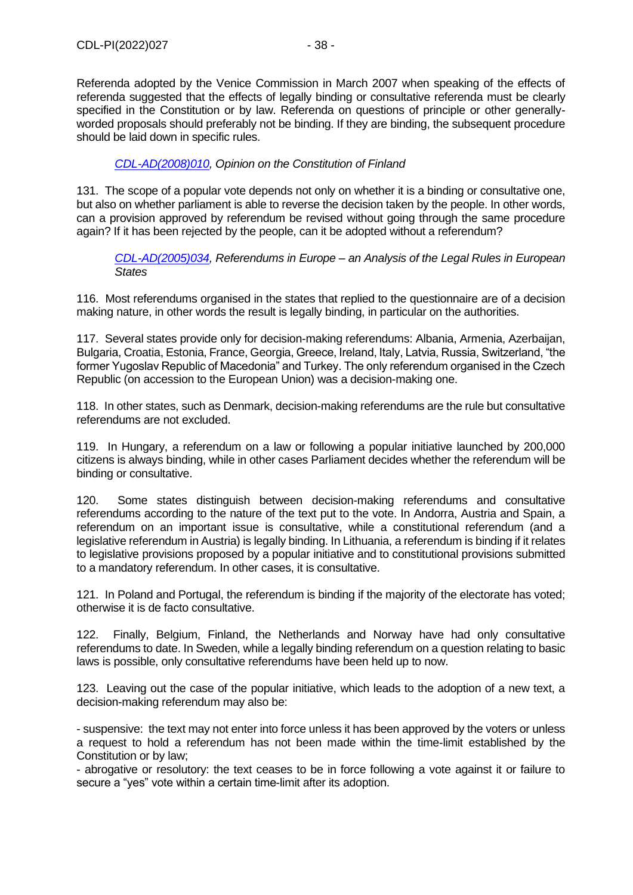Referenda adopted by the Venice Commission in March 2007 when speaking of the effects of referenda suggested that the effects of legally binding or consultative referenda must be clearly specified in the Constitution or by law. Referenda on questions of principle or other generally-worded proposals should preferably not be binding. If they are binding, the subsequent procedure should be laid down in specific rules.

*CDL-AD(2008)010, Opinion on the Constitution of Finland*

131. The scope of a popular vote depends not only on whether it is a binding or consultative one, but also on whether parliament is able to reverse the decision taken by the people. In other words, can a provision approved by referendum be revised without going through the same procedure again? If it has been rejected by the people, can it be adopted without a referendum?

*CDL-AD(2005)034, Referendums in Europe – an Analysis of the Legal Rules in European States*

116. Most referendums organised in the states that replied to the questionnaire are of a decision making nature, in other words the result is legally binding, in particular on the authorities.

117. Several states provide only for decision-making referendums: Albania, Armenia, Azerbaijan, Bulgaria, Croatia, Estonia, France, Georgia, Greece, Ireland, Italy, Latvia, Russia, Switzerland, "the former Yugoslav Republic of Macedonia" and Turkey. The only referendum organised in the Czech Republic (on accession to the European Union) was a decision-making one.

118. In other states, such as Denmark, decision-making referendums are the rule but consultative referendums are not excluded.

119. In Hungary, a referendum on a law or following a popular initiative launched by 200,000 citizens is always binding, while in other cases Parliament decides whether the referendum will be binding or consultative.

120. Some states distinguish between decision-making referendums and consultative referendums according to the nature of the text put to the vote. In Andorra, Austria and Spain, a referendum on an important issue is consultative, while a constitutional referendum (and a legislative referendum in Austria) is legally binding. In Lithuania, a referendum is binding if it relates to legislative provisions proposed by a popular initiative and to constitutional provisions submitted to a mandatory referendum. In other cases, it is consultative.

121. In Poland and Portugal, the referendum is binding if the majority of the electorate has voted; otherwise it is de facto consultative.

122. Finally, Belgium, Finland, the Netherlands and Norway have had only consultative referendums to date. In Sweden, while a legally binding referendum on a question relating to basic laws is possible, only consultative referendums have been held up to now.

123. Leaving out the case of the popular initiative, which leads to the adoption of a new text, a decision-making referendum may also be:

- suspensive: the text may not enter into force unless it has been approved by the voters or unless a request to hold a referendum has not been made within the time-limit established by the Constitution or by law;
- abrogative or resolutory: the text ceases to be in force following a vote against it or failure to secure a "yes" vote within a certain time-limit after its adoption.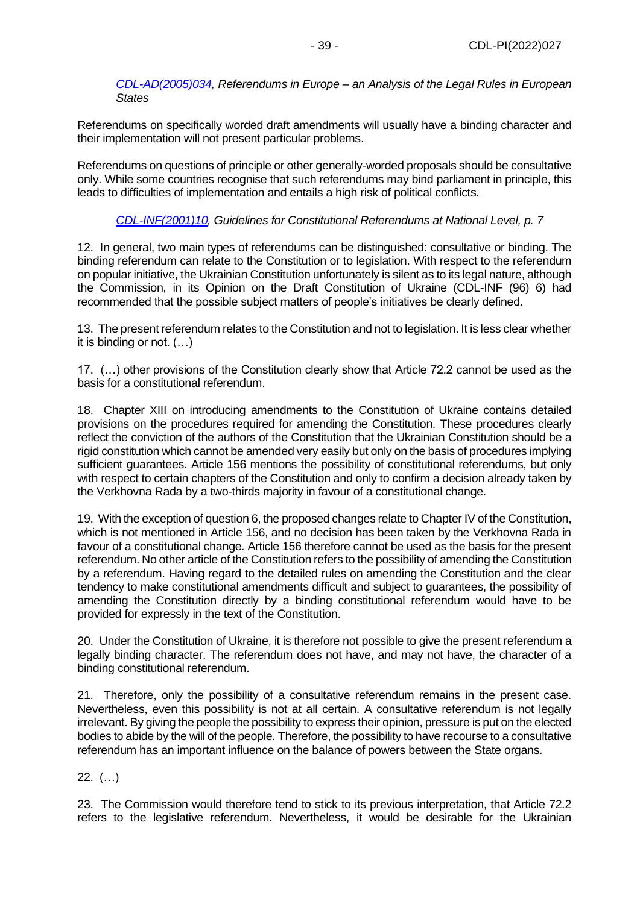*CDL-AD(2005)034, Referendums in Europe – an Analysis of the Legal Rules in European States*

Referendums on specifically worded draft amendments will usually have a binding character and their implementation will not present particular problems.

Referendums on questions of principle or other generally-worded proposals should be consultative only. While some countries recognise that such referendums may bind parliament in principle, this leads to difficulties of implementation and entails a high risk of political conflicts.

*CDL-INF(2001)10, Guidelines for Constitutional Referendums at National Level, p. 7*

12. In general, two main types of referendums can be distinguished: consultative or binding. The binding referendum can relate to the Constitution or to legislation. With respect to the referendum on popular initiative, the Ukrainian Constitution unfortunately is silent as to its legal nature, although the Commission, in its Opinion on the Draft Constitution of Ukraine (CDL-INF (96) 6) had recommended that the possible subject matters of people's initiatives be clearly defined.

13. The present referendum relates to the Constitution and not to legislation. It is less clear whether it is binding or not. (…)

17. (…) other provisions of the Constitution clearly show that Article 72.2 cannot be used as the basis for a constitutional referendum.

18. Chapter XIII on introducing amendments to the Constitution of Ukraine contains detailed provisions on the procedures required for amending the Constitution. These procedures clearly reflect the conviction of the authors of the Constitution that the Ukrainian Constitution should be a rigid constitution which cannot be amended very easily but only on the basis of procedures implying sufficient guarantees. Article 156 mentions the possibility of constitutional referendums, but only with respect to certain chapters of the Constitution and only to confirm a decision already taken by the Verkhovna Rada by a two-thirds majority in favour of a constitutional change.

19. With the exception of question 6, the proposed changes relate to Chapter IV of the Constitution, which is not mentioned in Article 156, and no decision has been taken by the Verkhovna Rada in favour of a constitutional change. Article 156 therefore cannot be used as the basis for the present referendum. No other article of the Constitution refers to the possibility of amending the Constitution by a referendum. Having regard to the detailed rules on amending the Constitution and the clear tendency to make constitutional amendments difficult and subject to guarantees, the possibility of amending the Constitution directly by a binding constitutional referendum would have to be provided for expressly in the text of the Constitution.

20. Under the Constitution of Ukraine, it is therefore not possible to give the present referendum a legally binding character. The referendum does not have, and may not have, the character of a binding constitutional referendum.

21. Therefore, only the possibility of a consultative referendum remains in the present case. Nevertheless, even this possibility is not at all certain. A consultative referendum is not legally irrelevant. By giving the people the possibility to express their opinion, pressure is put on the elected bodies to abide by the will of the people. Therefore, the possibility to have recourse to a consultative referendum has an important influence on the balance of powers between the State organs.

22. (…)

23. The Commission would therefore tend to stick to its previous interpretation, that Article 72.2 refers to the legislative referendum. Nevertheless, it would be desirable for the Ukrainian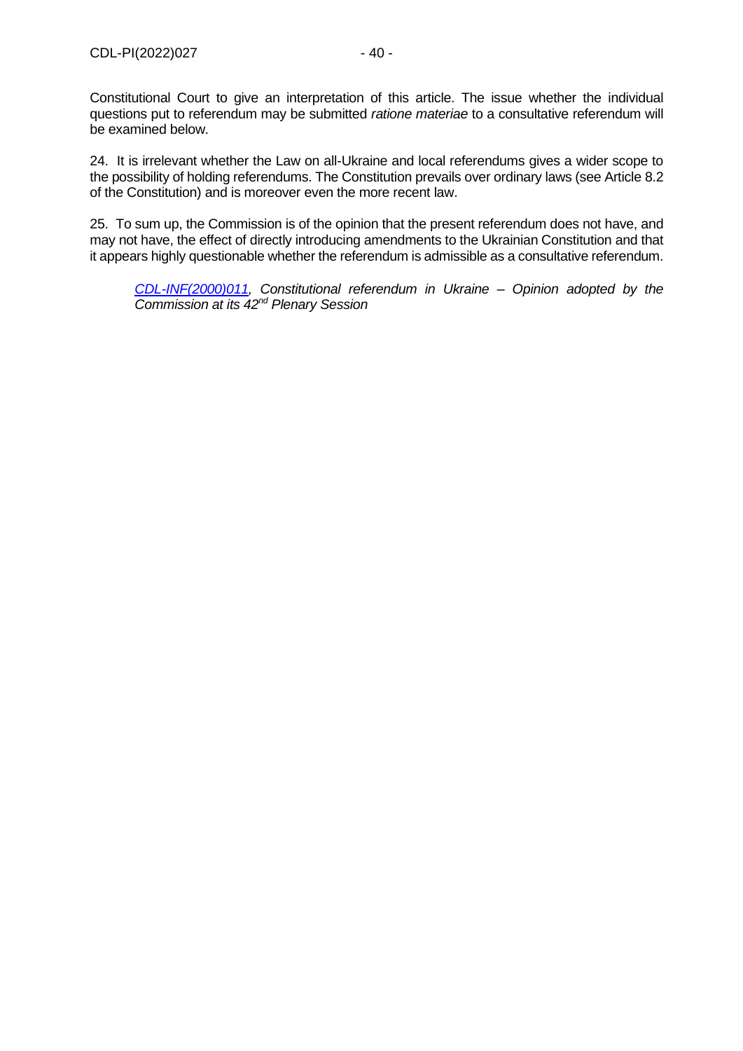Constitutional Court to give an interpretation of this article. The issue whether the individual questions put to referendum may be submitted *ratione materiae* to a consultative referendum will be examined below.

24. It is irrelevant whether the Law on all-Ukraine and local referendums gives a wider scope to the possibility of holding referendums. The Constitution prevails over ordinary laws (see Article 8.2 of the Constitution) and is moreover even the more recent law.

25. To sum up, the Commission is of the opinion that the present referendum does not have, and may not have, the effect of directly introducing amendments to the Ukrainian Constitution and that it appears highly questionable whether the referendum is admissible as a consultative referendum.

> *CDL-INF(2000)011, Constitutional referendum in Ukraine – Opinion adopted by the Commission at its 42nd Plenary Session*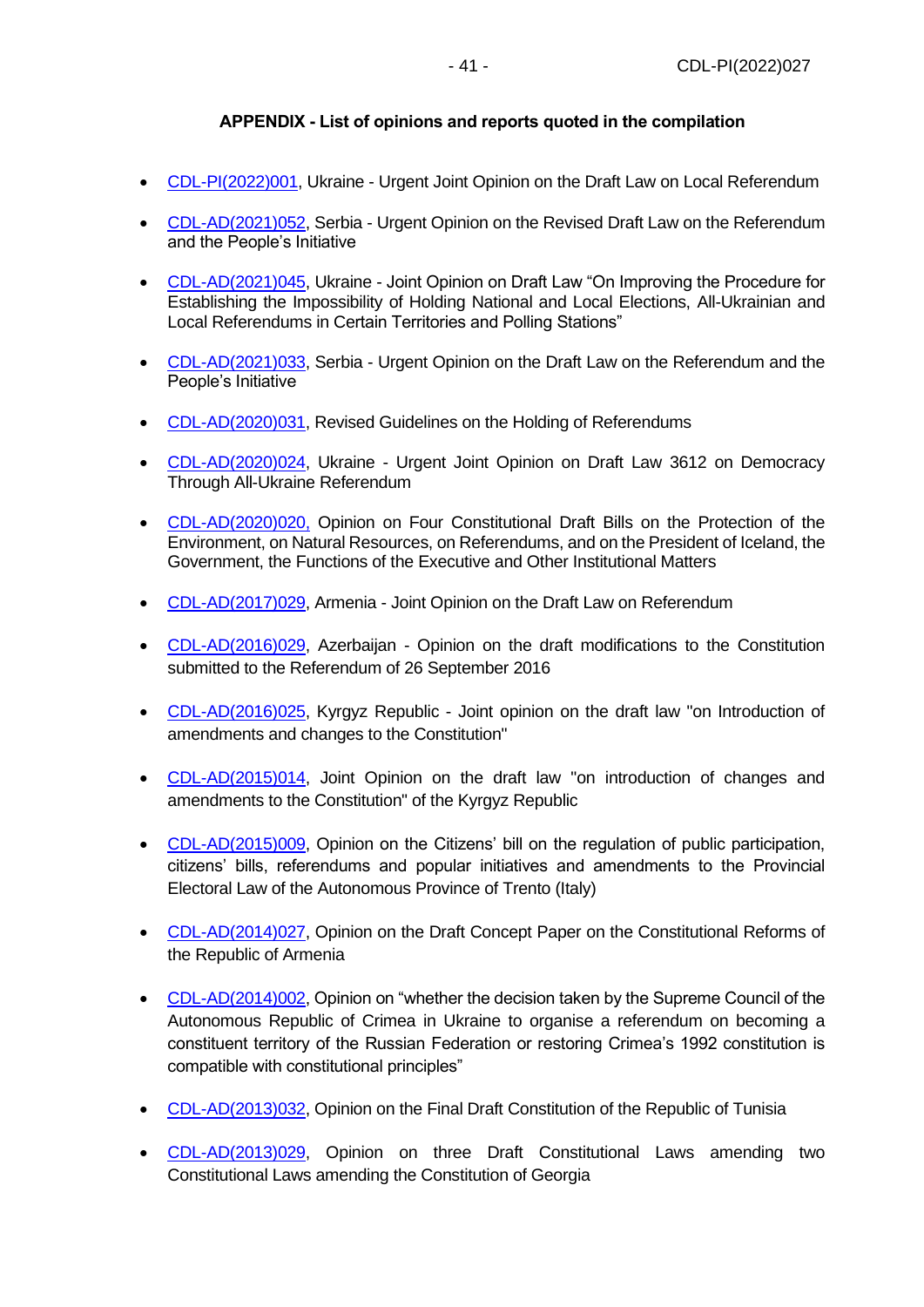**APPENDIX - List of opinions and reports quoted in the compilation**

- CDL-PI(2022)001, Ukraine - Urgent Joint Opinion on the Draft Law on Local Referendum
- CDL-AD(2021)052, Serbia - Urgent Opinion on the Revised Draft Law on the Referendum and the People's Initiative
- CDL-AD(2021)045, Ukraine - Joint Opinion on Draft Law "On Improving the Procedure for Establishing the Impossibility of Holding National and Local Elections, All-Ukrainian and Local Referendums in Certain Territories and Polling Stations"
- CDL-AD(2021)033, Serbia - Urgent Opinion on the Draft Law on the Referendum and the People's Initiative
- CDL-AD(2020)031, Revised Guidelines on the Holding of Referendums
- CDL-AD(2020)024, Ukraine - Urgent Joint Opinion on Draft Law 3612 on Democracy Through All-Ukraine Referendum
- CDL-AD(2020)020, Opinion on Four Constitutional Draft Bills on the Protection of the Environment, on Natural Resources, on Referendums, and on the President of Iceland, the Government, the Functions of the Executive and Other Institutional Matters
- CDL-AD(2017)029, Armenia - Joint Opinion on the Draft Law on Referendum
- CDL-AD(2016)029, Azerbaijan - Opinion on the draft modifications to the Constitution submitted to the Referendum of 26 September 2016
- CDL-AD(2016)025, Kyrgyz Republic - Joint opinion on the draft law "on Introduction of amendments and changes to the Constitution"
- CDL-AD(2015)014, Joint Opinion on the draft law "on introduction of changes and amendments to the Constitution" of the Kyrgyz Republic
- CDL-AD(2015)009, Opinion on the Citizens' bill on the regulation of public participation, citizens' bills, referendums and popular initiatives and amendments to the Provincial Electoral Law of the Autonomous Province of Trento (Italy)
- CDL-AD(2014)027, Opinion on the Draft Concept Paper on the Constitutional Reforms of the Republic of Armenia
- CDL-AD(2014)002, Opinion on "whether the decision taken by the Supreme Council of the Autonomous Republic of Crimea in Ukraine to organise a referendum on becoming a constituent territory of the Russian Federation or restoring Crimea's 1992 constitution is compatible with constitutional principles"
- CDL-AD(2013)032, Opinion on the Final Draft Constitution of the Republic of Tunisia
- CDL-AD(2013)029, Opinion on three Draft Constitutional Laws amending two Constitutional Laws amending the Constitution of Georgia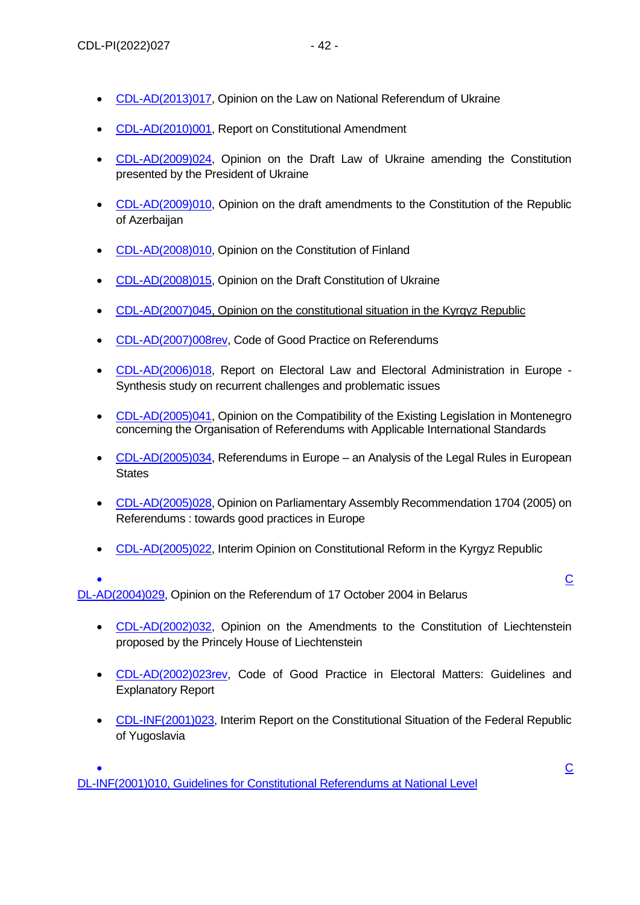- CDL-AD(2013)017, Opinion on the Law on National Referendum of Ukraine
- CDL-AD(2010)001, Report on Constitutional Amendment
- CDL-AD(2009)024, Opinion on the Draft Law of Ukraine amending the Constitution presented by the President of Ukraine
- CDL-AD(2009)010, Opinion on the draft amendments to the Constitution of the Republic of Azerbaijan
- CDL-AD(2008)010, Opinion on the Constitution of Finland
- CDL-AD(2008)015, Opinion on the Draft Constitution of Ukraine
- CDL-AD(2007)045, Opinion on the constitutional situation in the Kyrgyz Republic
- CDL-AD(2007)008rev, Code of Good Practice on Referendums
- CDL-AD(2006)018, Report on Electoral Law and Electoral Administration in Europe - Synthesis study on recurrent challenges and problematic issues
- CDL-AD(2005)041, Opinion on the Compatibility of the Existing Legislation in Montenegro concerning the Organisation of Referendums with Applicable International Standards
- CDL-AD(2005)034, Referendums in Europe – an Analysis of the Legal Rules in European States
- CDL-AD(2005)028, Opinion on Parliamentary Assembly Recommendation 1704 (2005) on Referendums : towards good practices in Europe
- CDL-AD(2005)022, Interim Opinion on Constitutional Reform in the Kyrgyz Republic
- CDL-AD(2004)029, Opinion on the Referendum of 17 October 2004 in Belarus
- CDL-AD(2002)032, Opinion on the Amendments to the Constitution of Liechtenstein proposed by the Princely House of Liechtenstein
- CDL-AD(2002)023rev, Code of Good Practice in Electoral Matters: Guidelines and Explanatory Report
- CDL-INF(2001)023, Interim Report on the Constitutional Situation of the Federal Republic of Yugoslavia
- CDL-INF(2001)010, Guidelines for Constitutional Referendums at National Level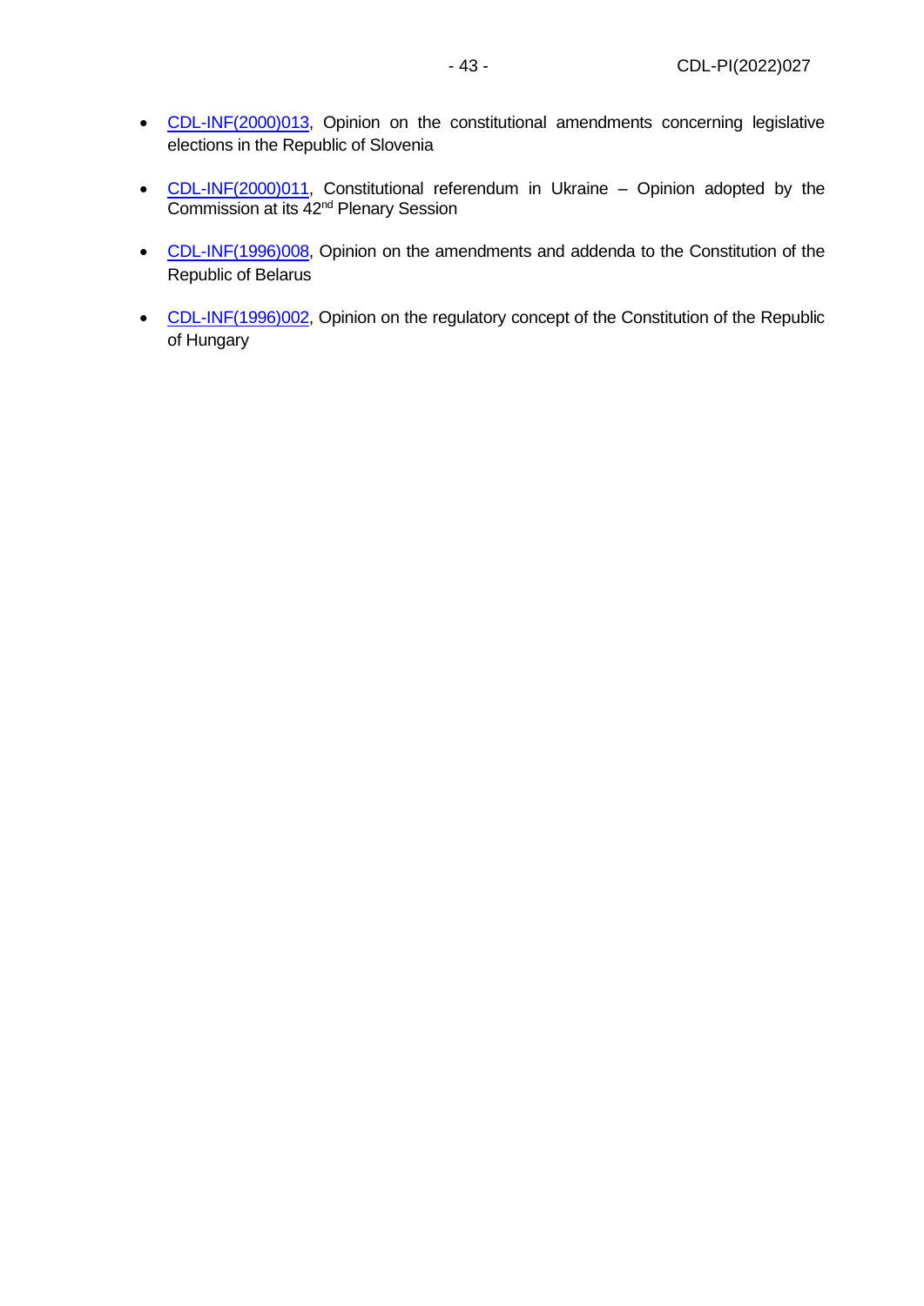- CDL-INF(2000)013, Opinion on the constitutional amendments concerning legislative elections in the Republic of Slovenia
- CDL-INF(2000)011, Constitutional referendum in Ukraine – Opinion adopted by the Commission at its 42nd Plenary Session
- CDL-INF(1996)008, Opinion on the amendments and addenda to the Constitution of the Republic of Belarus
- CDL-INF(1996)002, Opinion on the regulatory concept of the Constitution of the Republic of Hungary